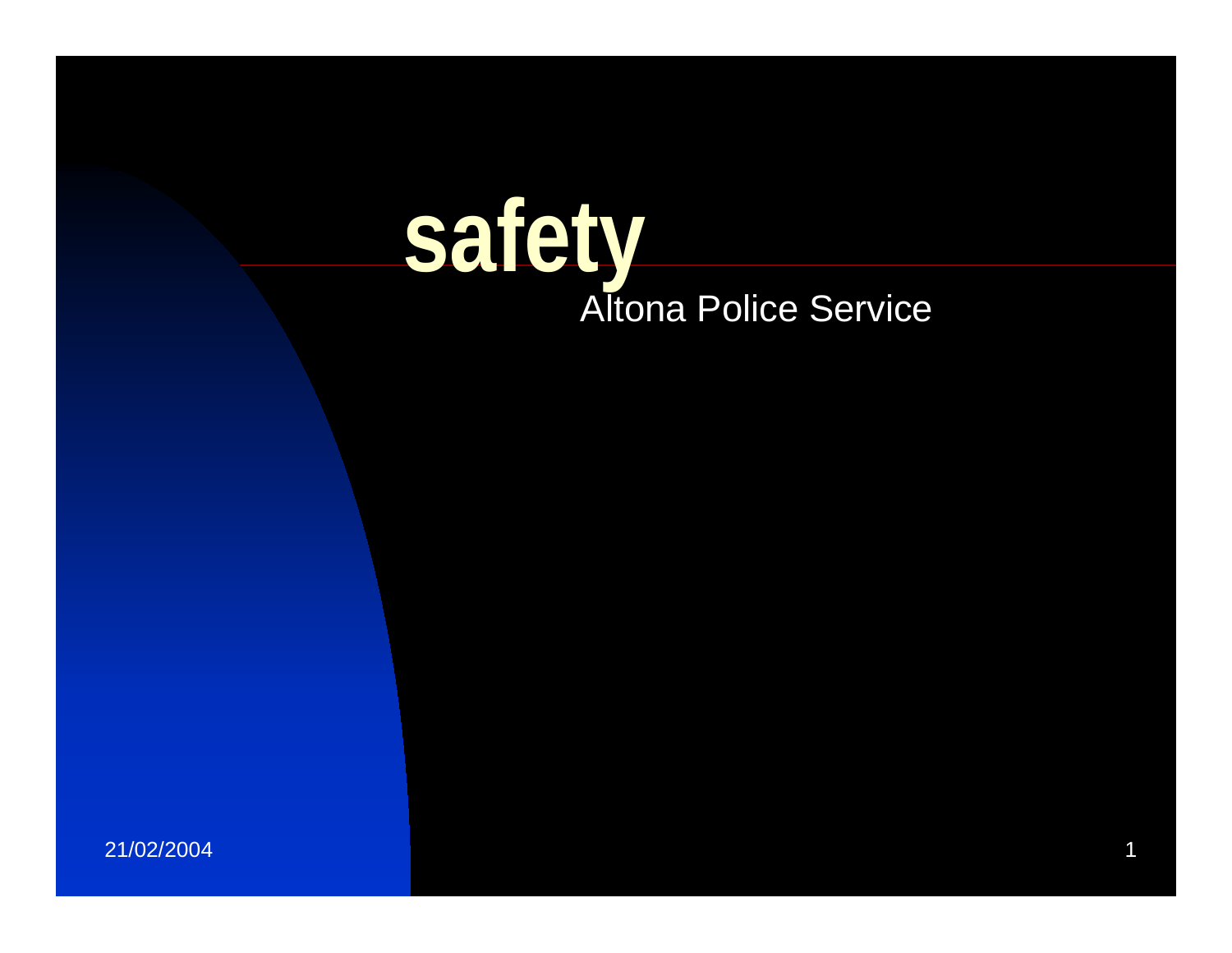# safety

Altona Police Service

21/02/2004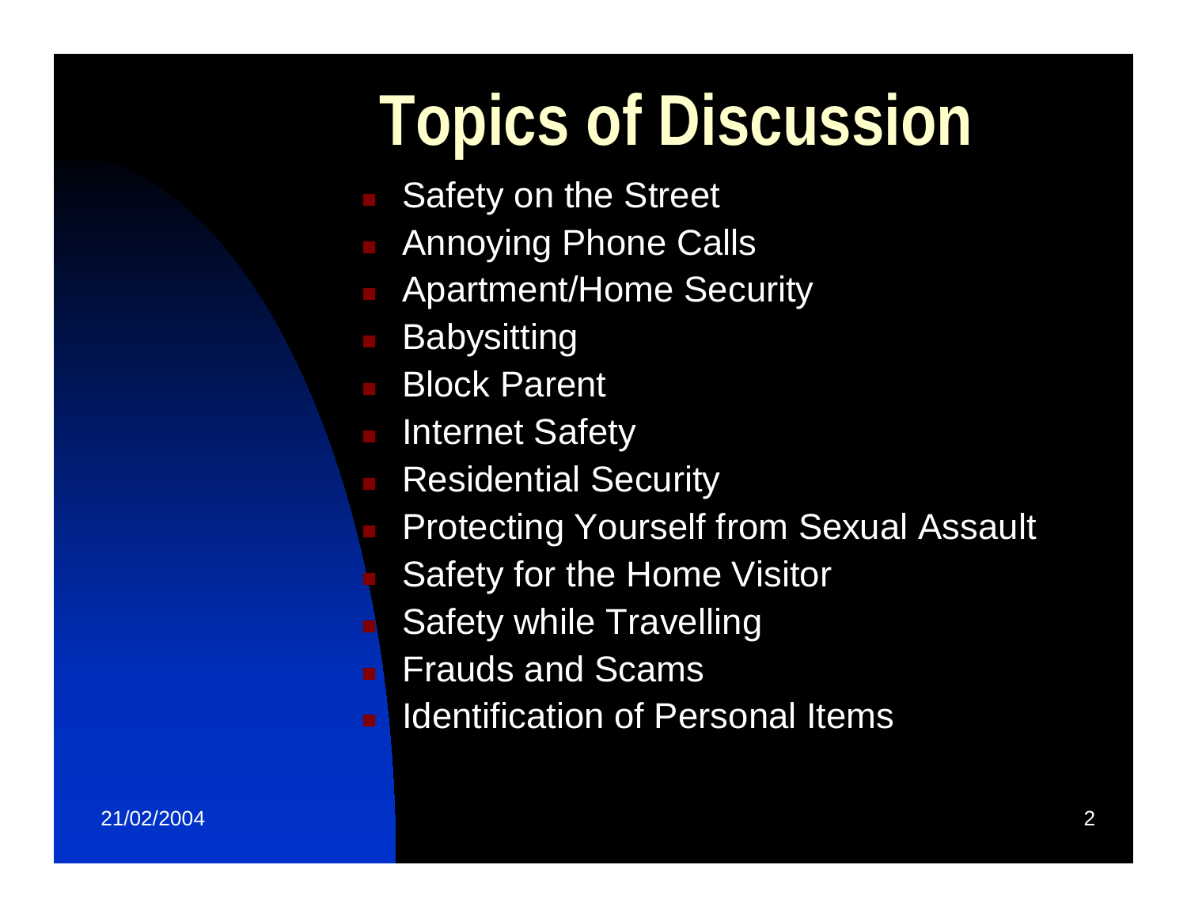# Topics of Discussion

- Safety on the Street
- Annoying Phone Calls
- Apartment/Home Security
- Babysitting
- Block Parent
- Internet Safety
- Residential Security
- Protecting Yourself from Sexual Assault
- Safety for the Home Visitor
- Safety while Travelling
- Frauds and Scams
- Identification of Personal Items

21/02/2004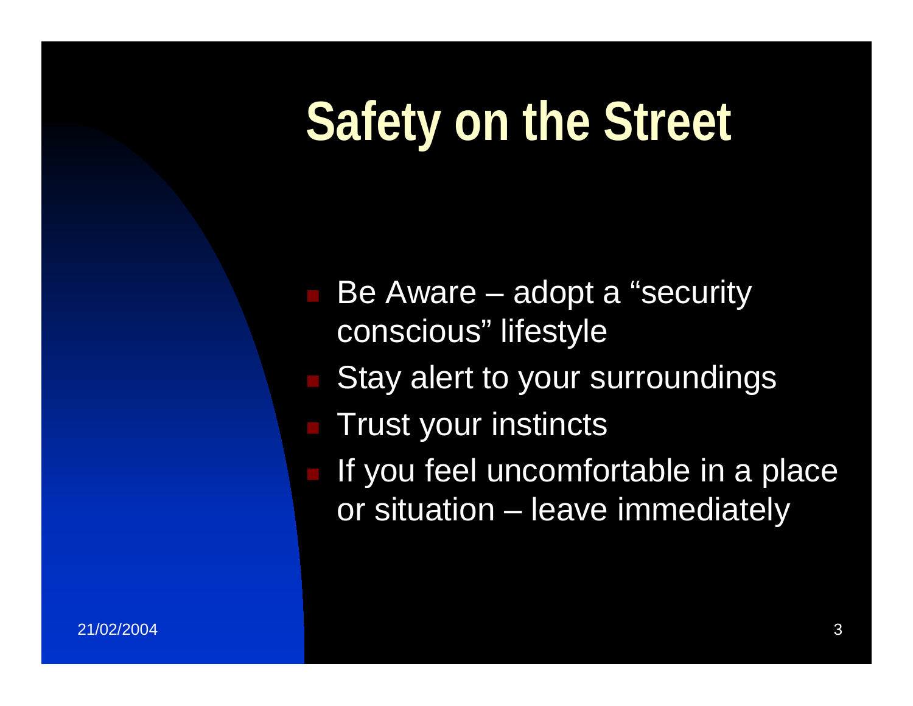# Safety on the Street

- Be Aware – adopt a “security conscious” lifestyle
- Stay alert to your surroundings
- Trust your instincts
- If you feel uncomfortable in a place or situation – leave immediately

21/02/2004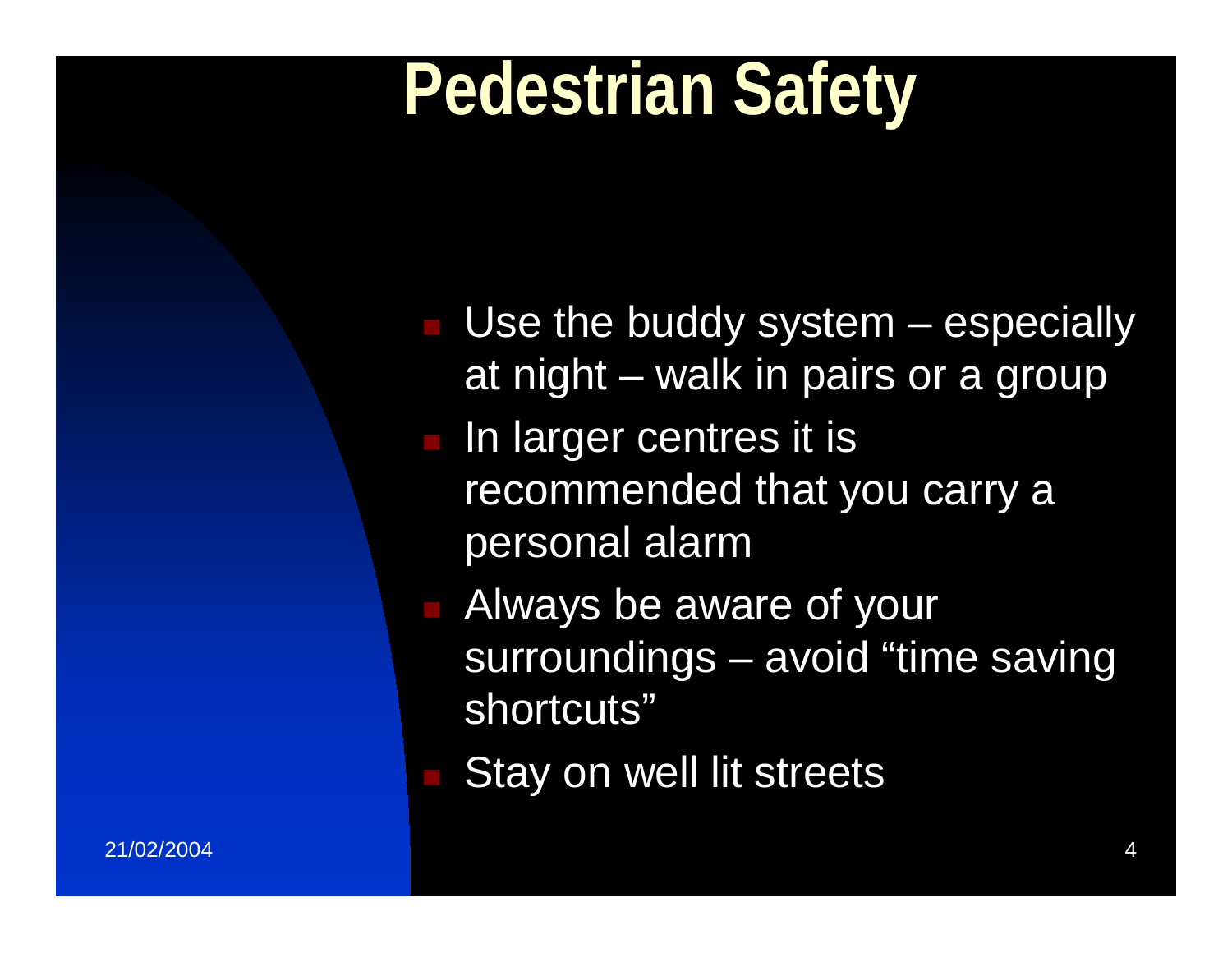# Pedestrian Safety

- Use the buddy system – especially at night – walk in pairs or a group
- In larger centres it is recommended that you carry a personal alarm
- Always be aware of your surroundings – avoid "time saving shortcuts"
- Stay on well lit streets

21/02/2004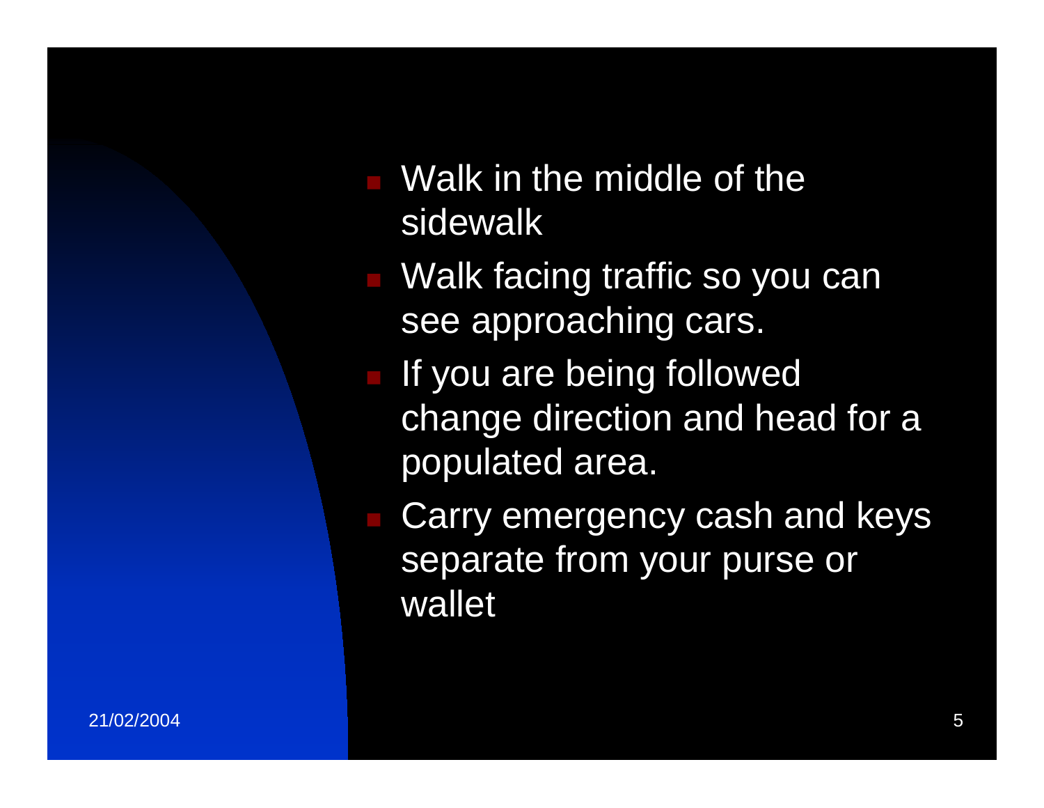- Walk in the middle of the sidewalk
- Walk facing traffic so you can see approaching cars.
- If you are being followed change direction and head for a populated area.
- Carry emergency cash and keys separate from your purse or wallet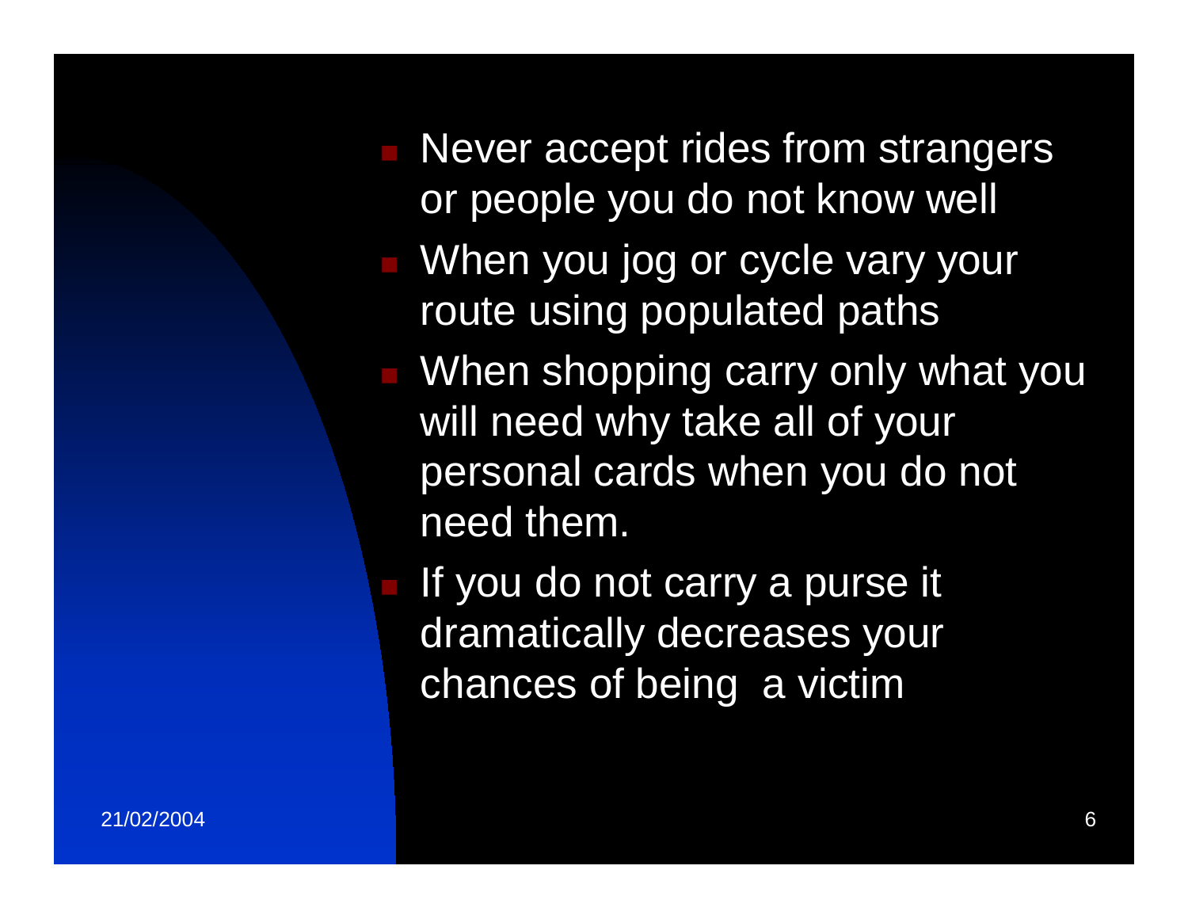- Never accept rides from strangers or people you do not know well
- When you jog or cycle vary your route using populated paths
- When shopping carry only what you will need why take all of your personal cards when you do not need them.
- If you do not carry a purse it dramatically decreases your chances of being  a victim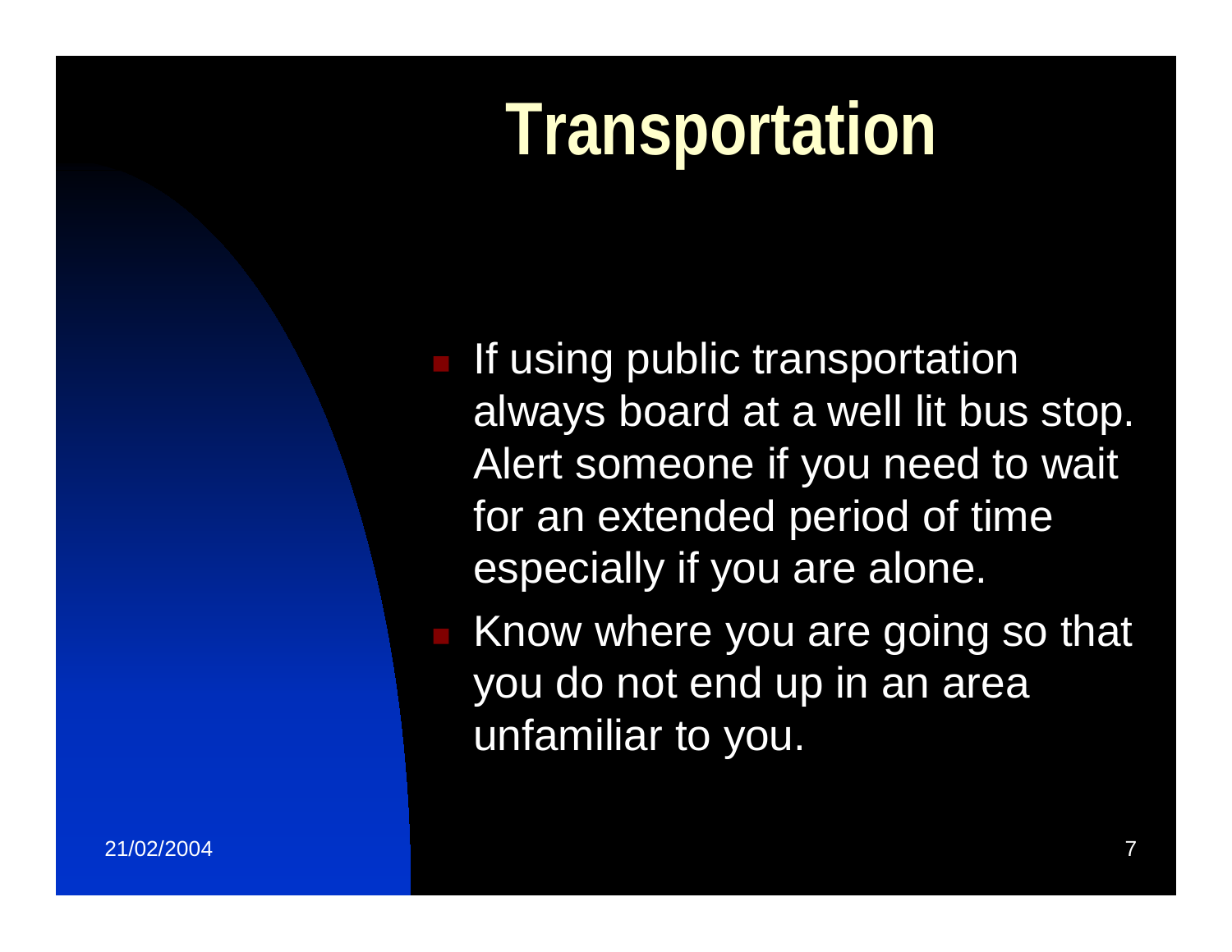# Transportation

- If using public transportation always board at a well lit bus stop. Alert someone if you need to wait for an extended period of time especially if you are alone.
- Know where you are going so that you do not end up in an area unfamiliar to you.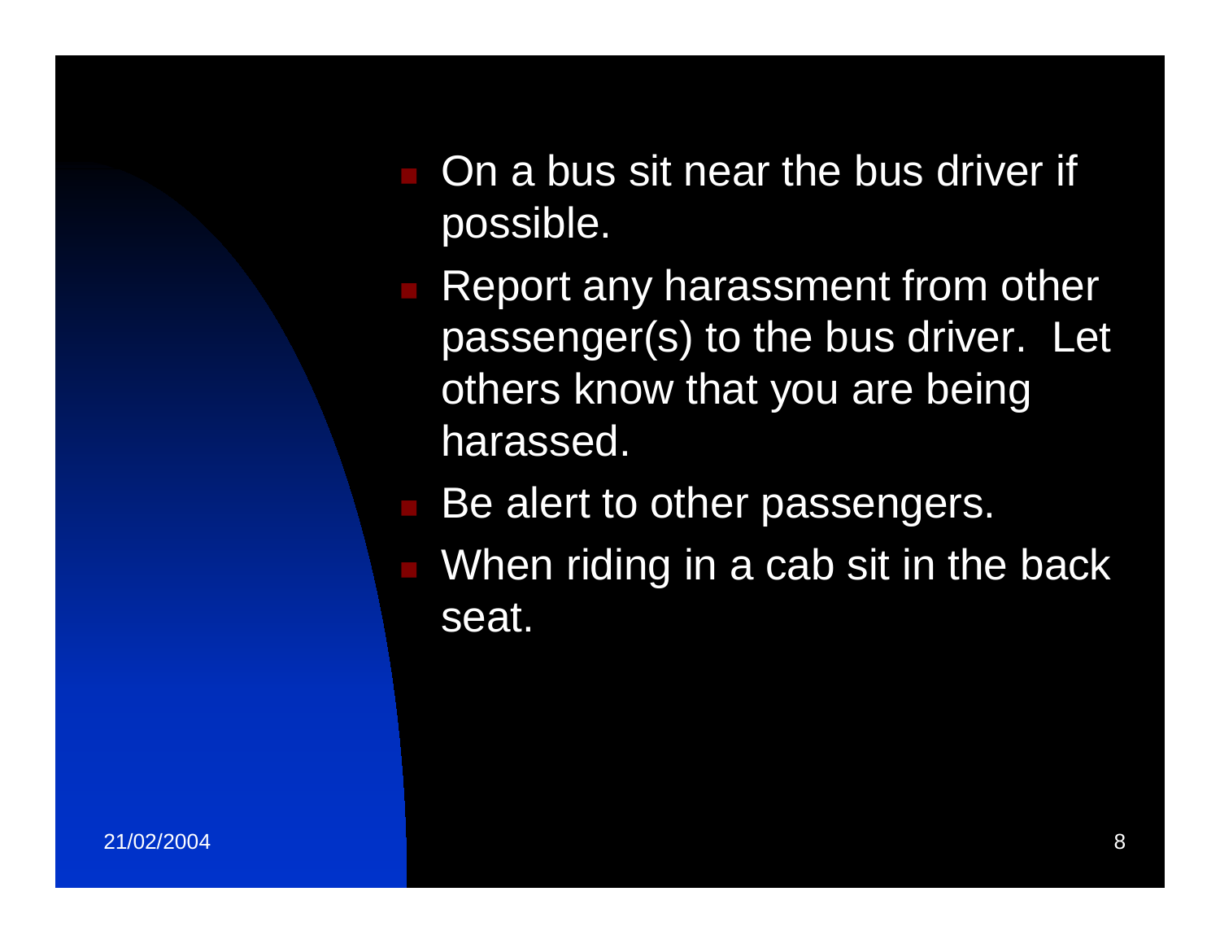- On a bus sit near the bus driver if possible.
- Report any harassment from other passenger(s) to the bus driver. Let others know that you are being harassed.
- Be alert to other passengers.
- When riding in a cab sit in the back seat.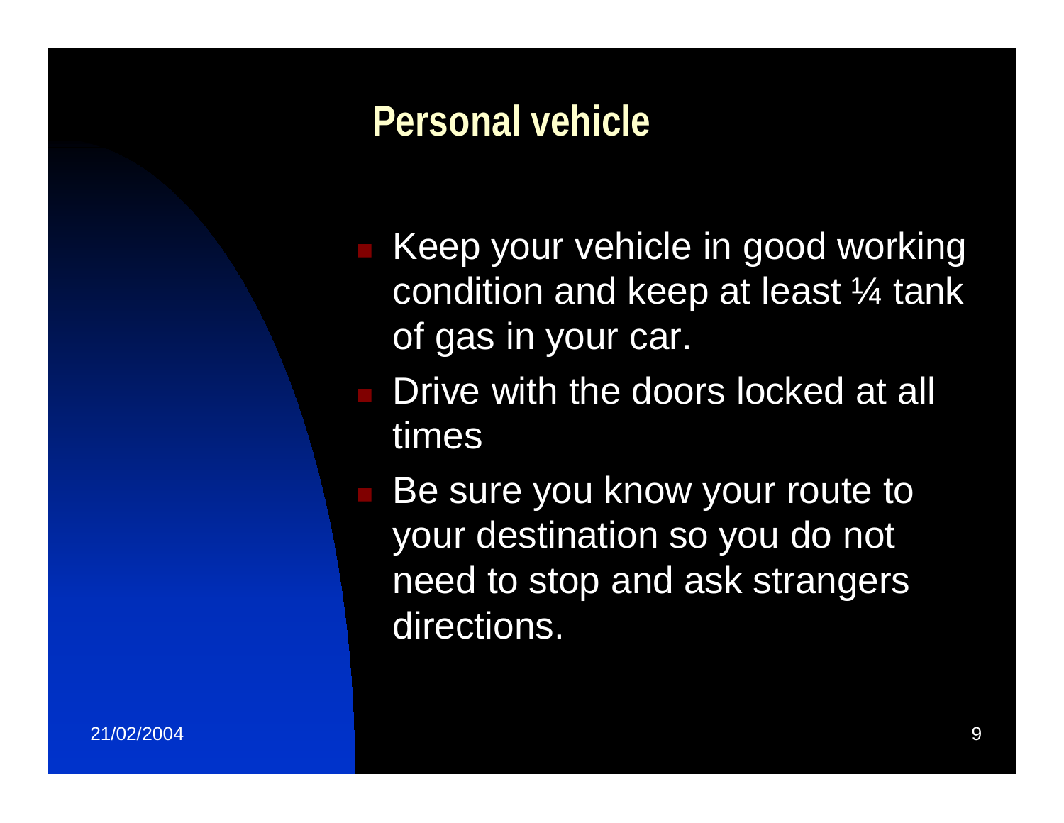## Personal vehicle

- Keep your vehicle in good working condition and keep at least ¼ tank of gas in your car.
- Drive with the doors locked at all times
- Be sure you know your route to your destination so you do not need to stop and ask strangers directions.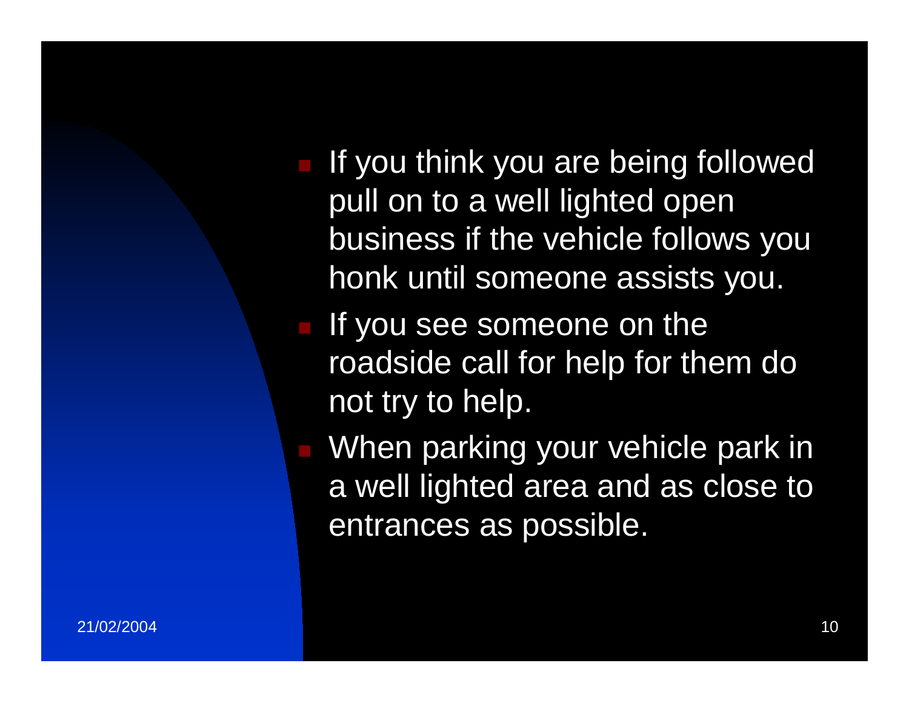- If you think you are being followed pull on to a well lighted open business if the vehicle follows you honk until someone assists you.
- If you see someone on the roadside call for help for them do not try to help.
- When parking your vehicle park in a well lighted area and as close to entrances as possible.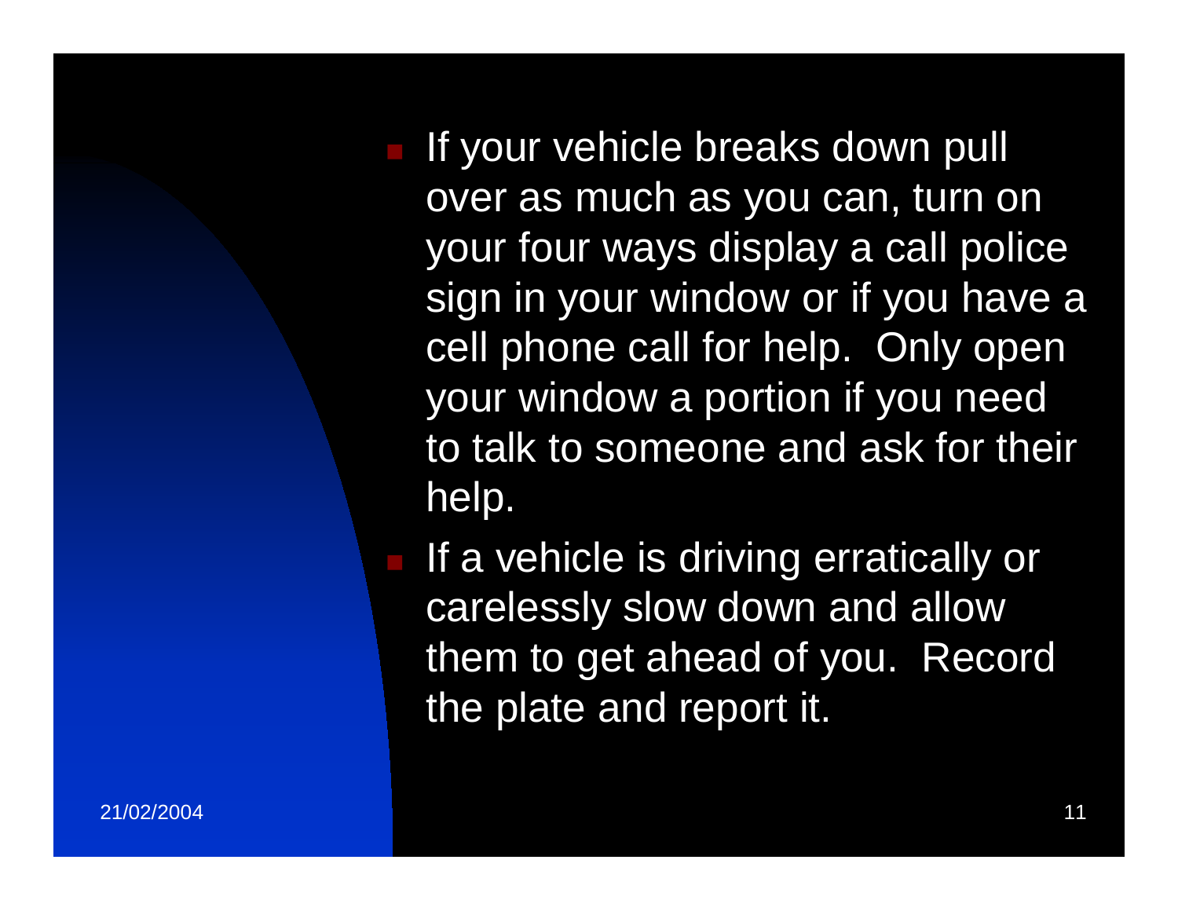- If your vehicle breaks down pull over as much as you can, turn on your four ways display a call police sign in your window or if you have a cell phone call for help. Only open your window a portion if you need to talk to someone and ask for their help.
- If a vehicle is driving erratically or carelessly slow down and allow them to get ahead of you. Record the plate and report it.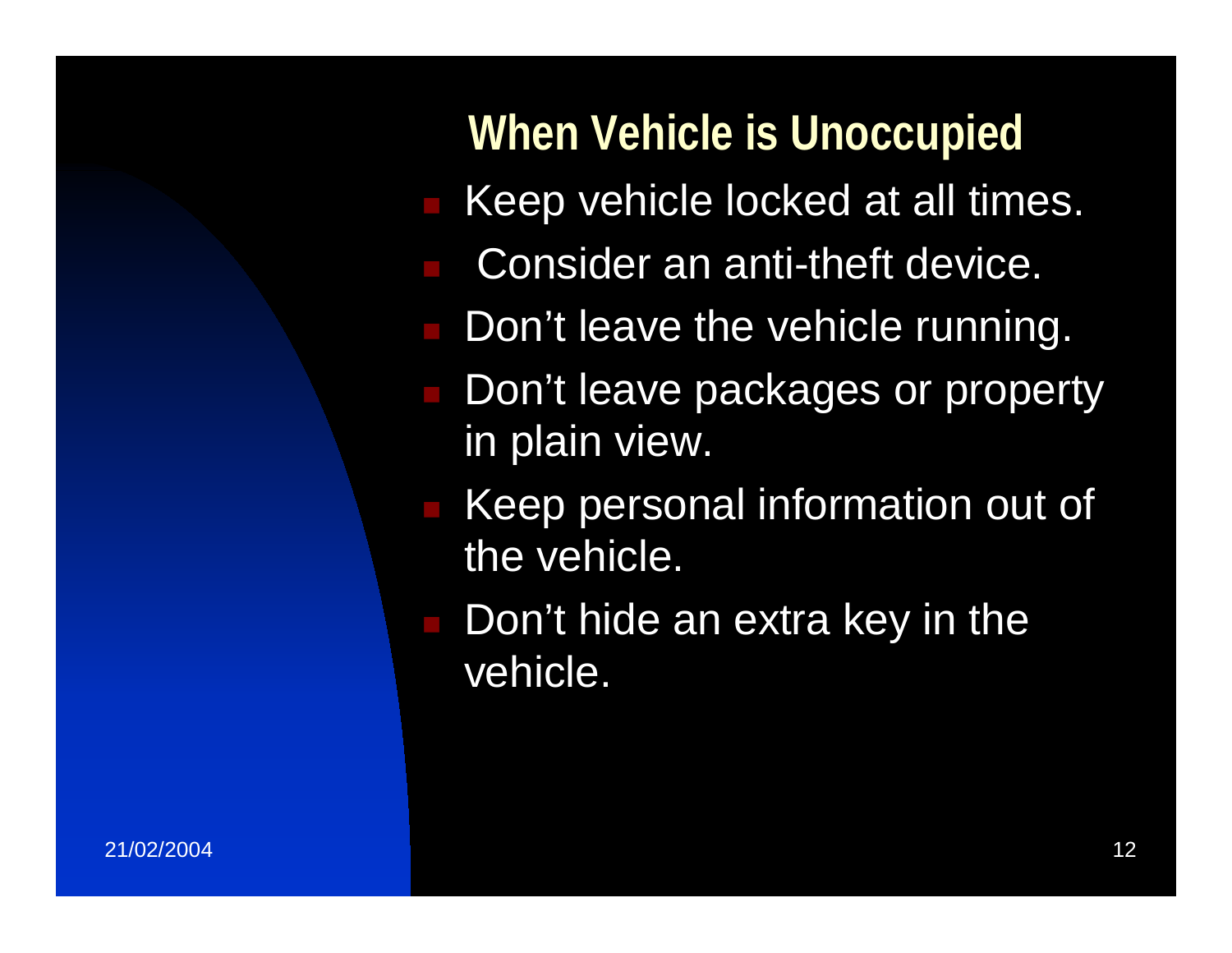## When Vehicle is Unoccupied

- Keep vehicle locked at all times.
- Consider an anti-theft device.
- Don’t leave the vehicle running.
- Don’t leave packages or property in plain view.
- Keep personal information out of the vehicle.
- Don’t hide an extra key in the vehicle.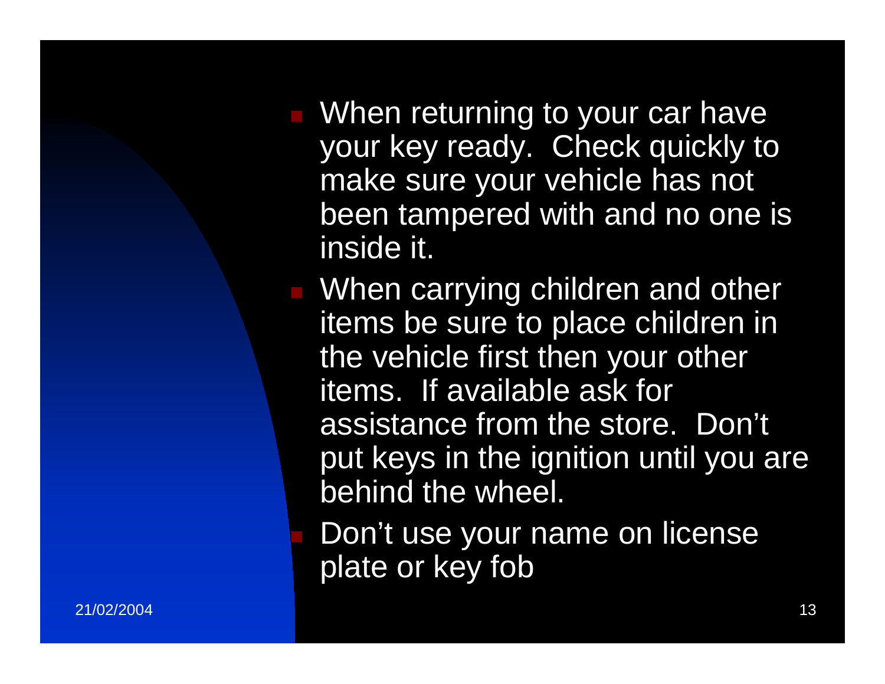- When returning to your car have your key ready.  Check quickly to make sure your vehicle has not been tampered with and no one is inside it.
- When carrying children and other items be sure to place children in the vehicle first then your other items.  If available ask for assistance from the store.  Don't put keys in the ignition until you are behind the wheel.
- Don't use your name on license plate or key fob

21/02/2004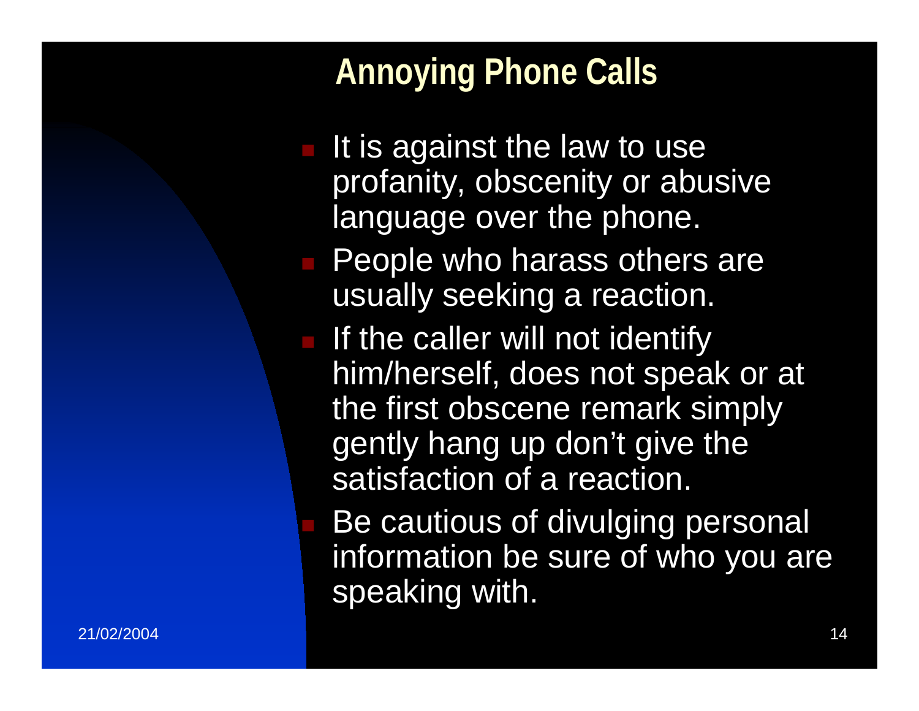## Annoying Phone Calls

- It is against the law to use profanity, obscenity or abusive language over the phone.
- People who harass others are usually seeking a reaction.
- If the caller will not identify him/herself, does not speak or at the first obscene remark simply gently hang up don't give the satisfaction of a reaction.
- Be cautious of divulging personal information be sure of who you are speaking with.

21/02/2004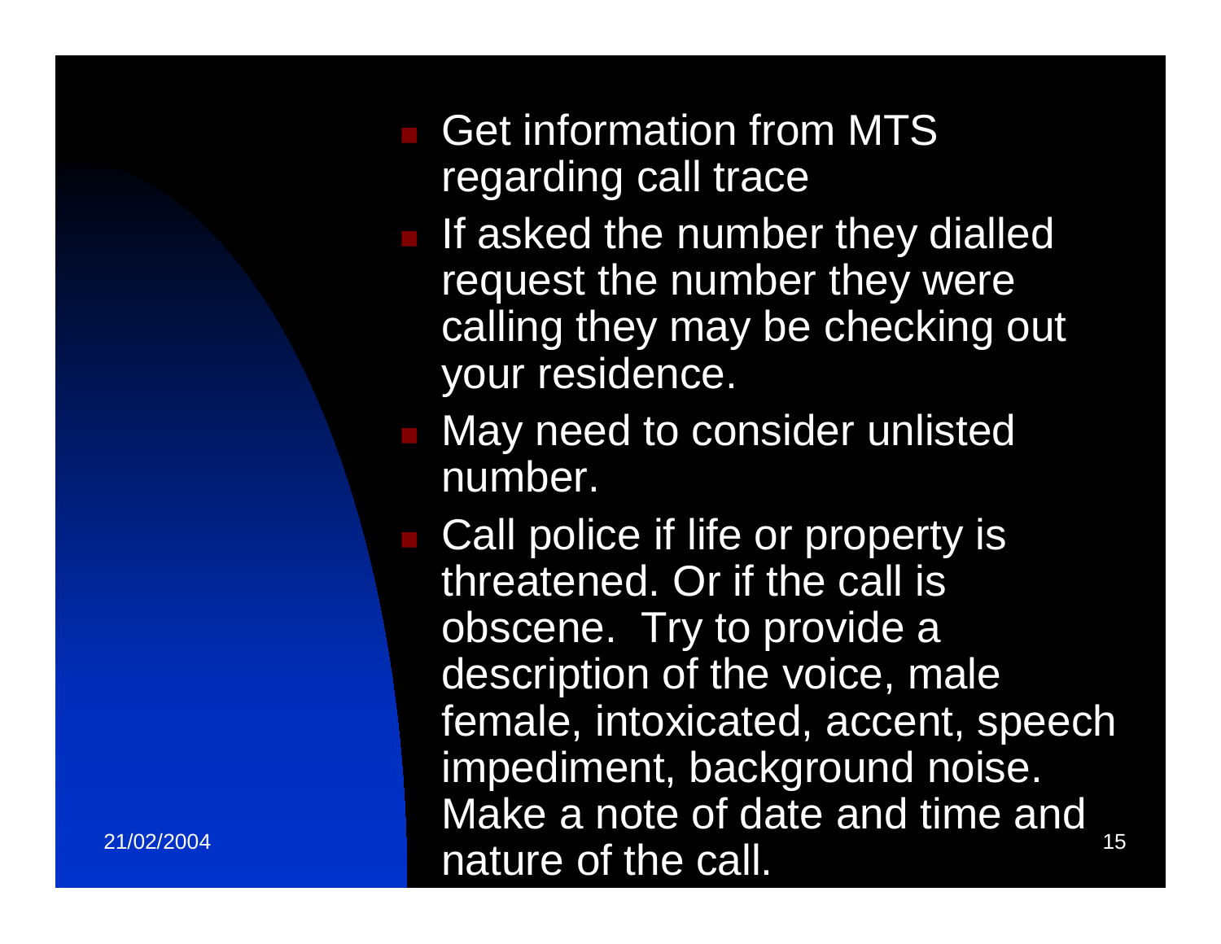- Get information from MTS regarding call trace
- If asked the number they dialled request the number they were calling they may be checking out your residence.
- May need to consider unlisted number.
- Call police if life or property is threatened. Or if the call is obscene. Try to provide a description of the voice, male female, intoxicated, accent, speech impediment, background noise. Make a note of date and time and nature of the call.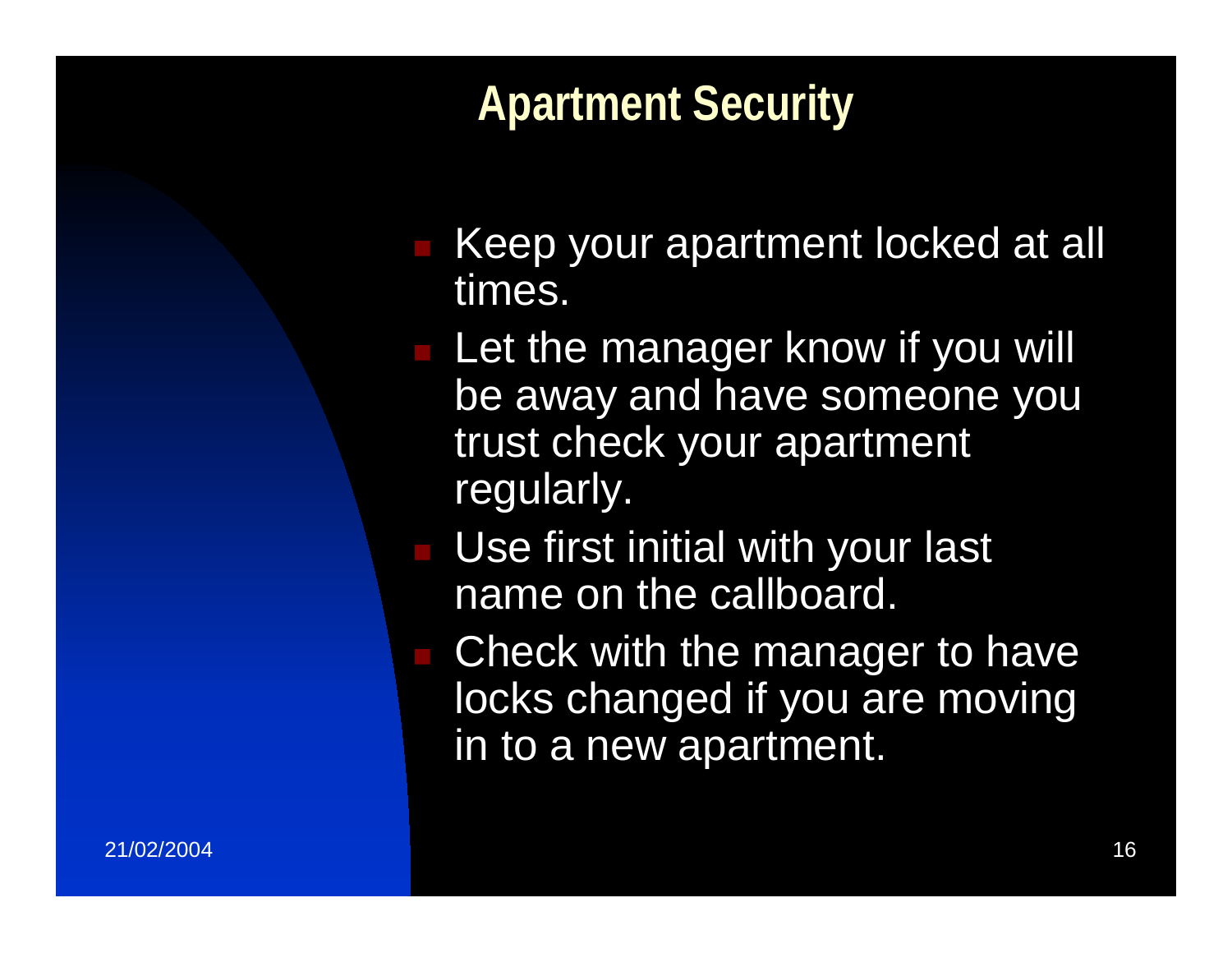## Apartment Security

- Keep your apartment locked at all times.
- Let the manager know if you will be away and have someone you trust check your apartment regularly.
- Use first initial with your last name on the callboard.
- Check with the manager to have locks changed if you are moving in to a new apartment.

21/02/2004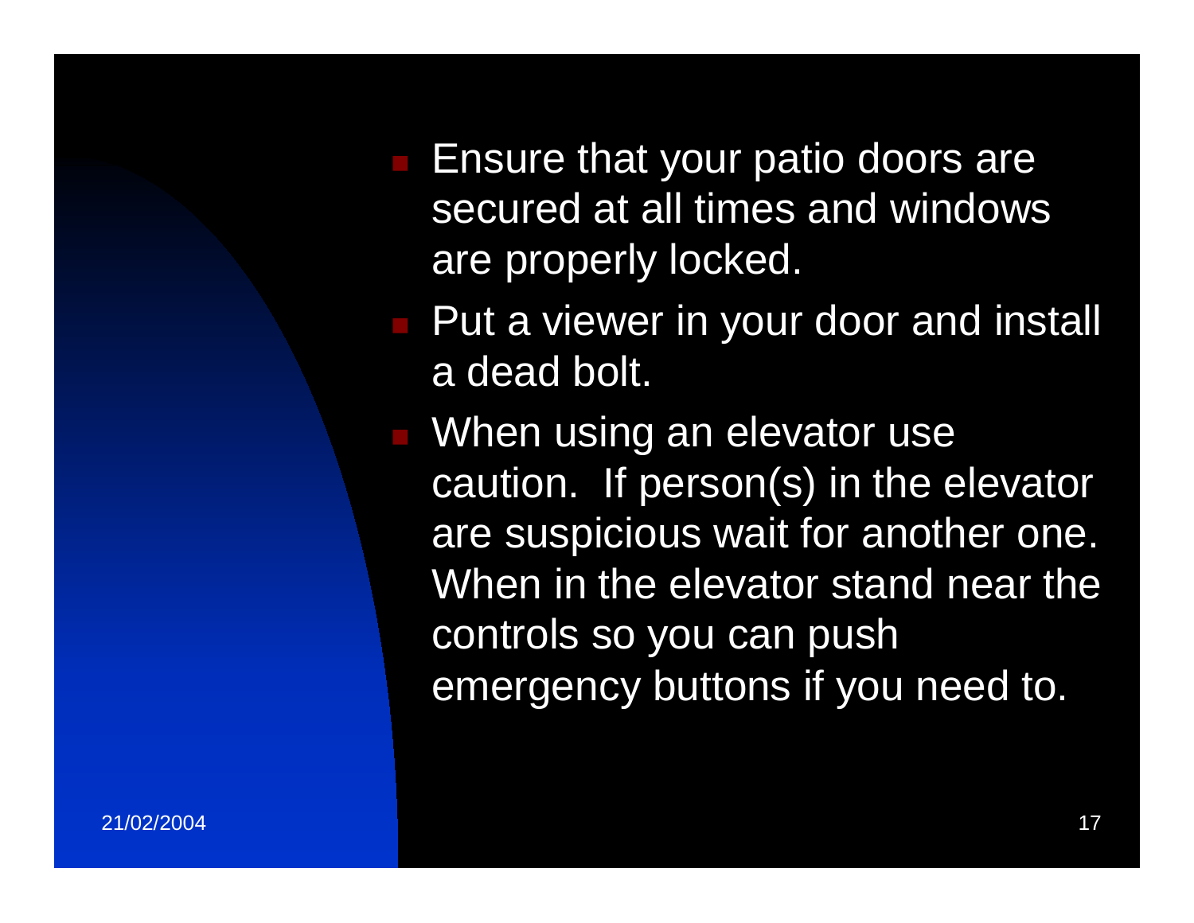- Ensure that your patio doors are secured at all times and windows are properly locked.
- Put a viewer in your door and install a dead bolt.
- When using an elevator use caution. If person(s) in the elevator are suspicious wait for another one. When in the elevator stand near the controls so you can push emergency buttons if you need to.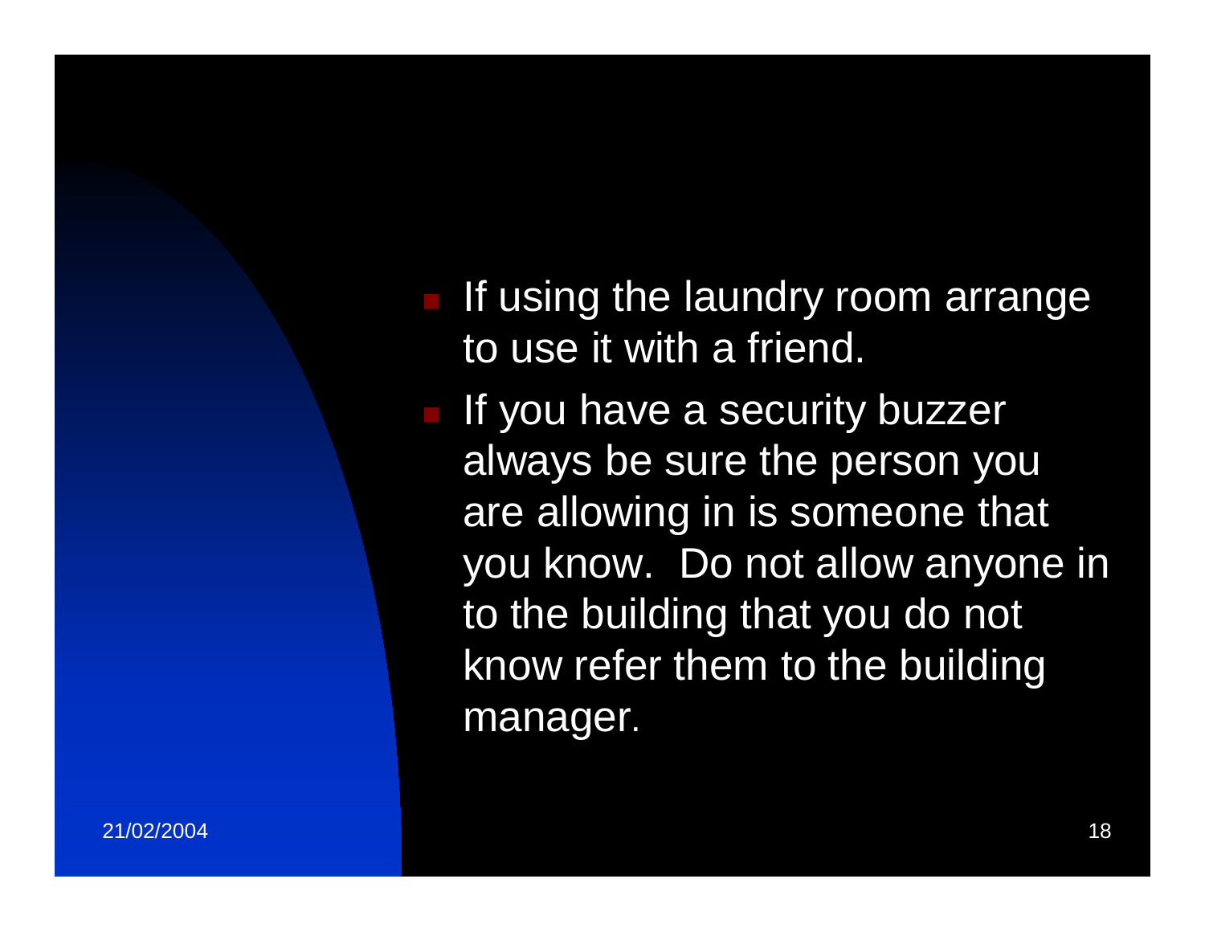- If using the laundry room arrange to use it with a friend.
- If you have a security buzzer always be sure the person you are allowing in is someone that you know.  Do not allow anyone in to the building that you do not know refer them to the building manager.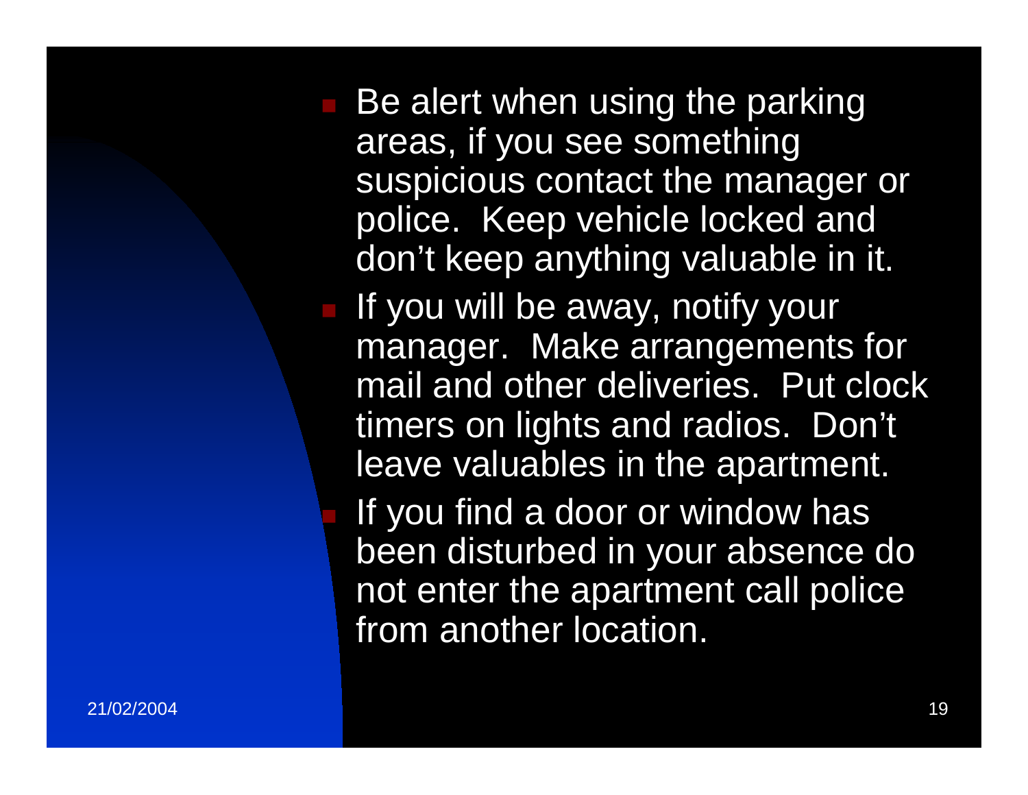- Be alert when using the parking areas, if you see something suspicious contact the manager or police. Keep vehicle locked and don't keep anything valuable in it.
- If you will be away, notify your manager. Make arrangements for mail and other deliveries. Put clock timers on lights and radios. Don't leave valuables in the apartment.
- If you find a door or window has been disturbed in your absence do not enter the apartment call police from another location.

21/02/2004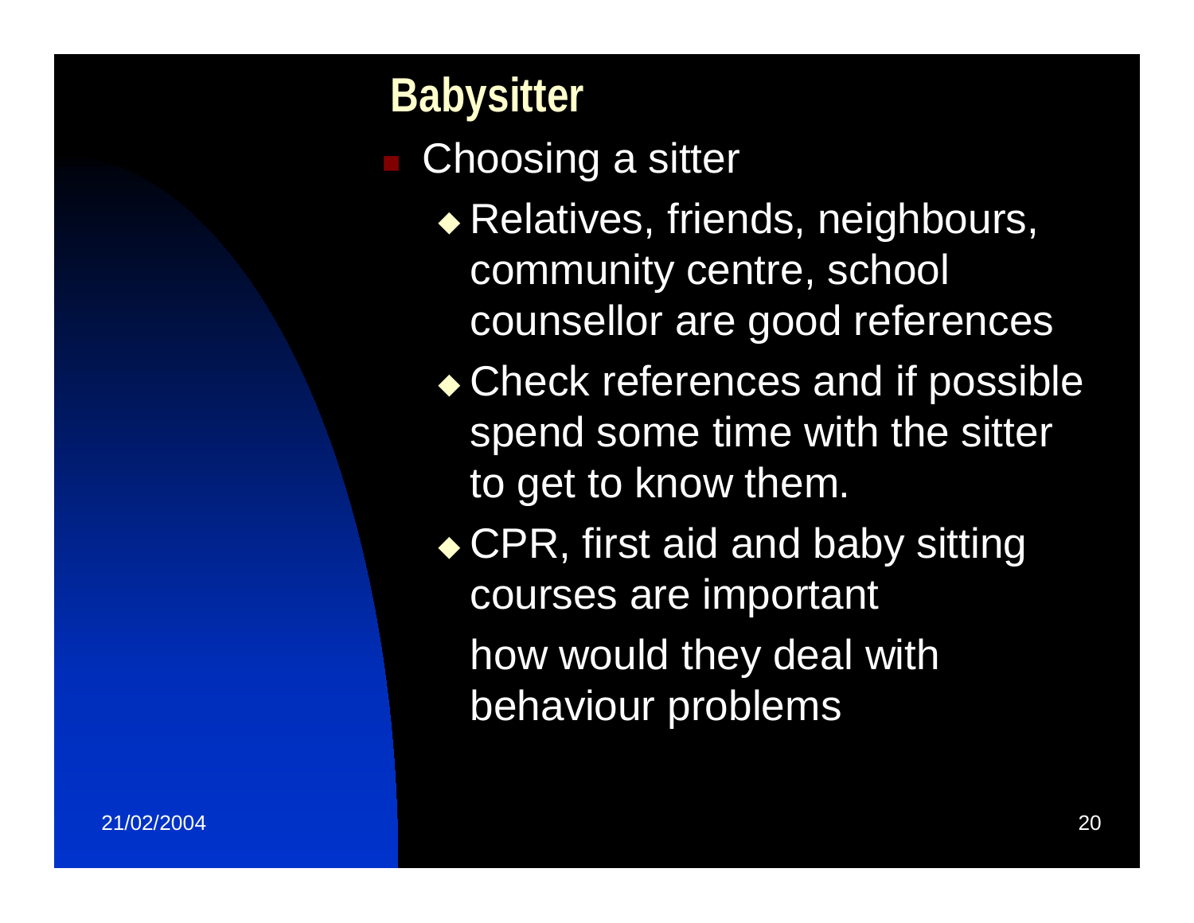## Babysitter

- Choosing a sitter
  - Relatives, friends, neighbours, community centre, school counsellor are good references
  - Check references and if possible spend some time with the sitter to get to know them.
  - CPR, first aid and baby sitting courses are important

    how would they deal with behaviour problems

21/02/2004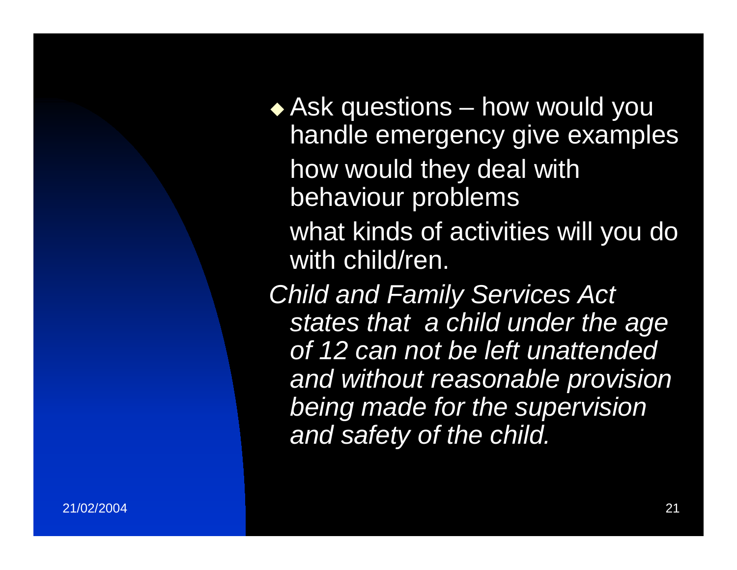- Ask questions – how would you handle emergency give examples

  how would they deal with behaviour problems

  what kinds of activities will you do with child/ren.

*Child and Family Services Act states that a child under the age of 12 can not be left unattended and without reasonable provision being made for the supervision and safety of the child.*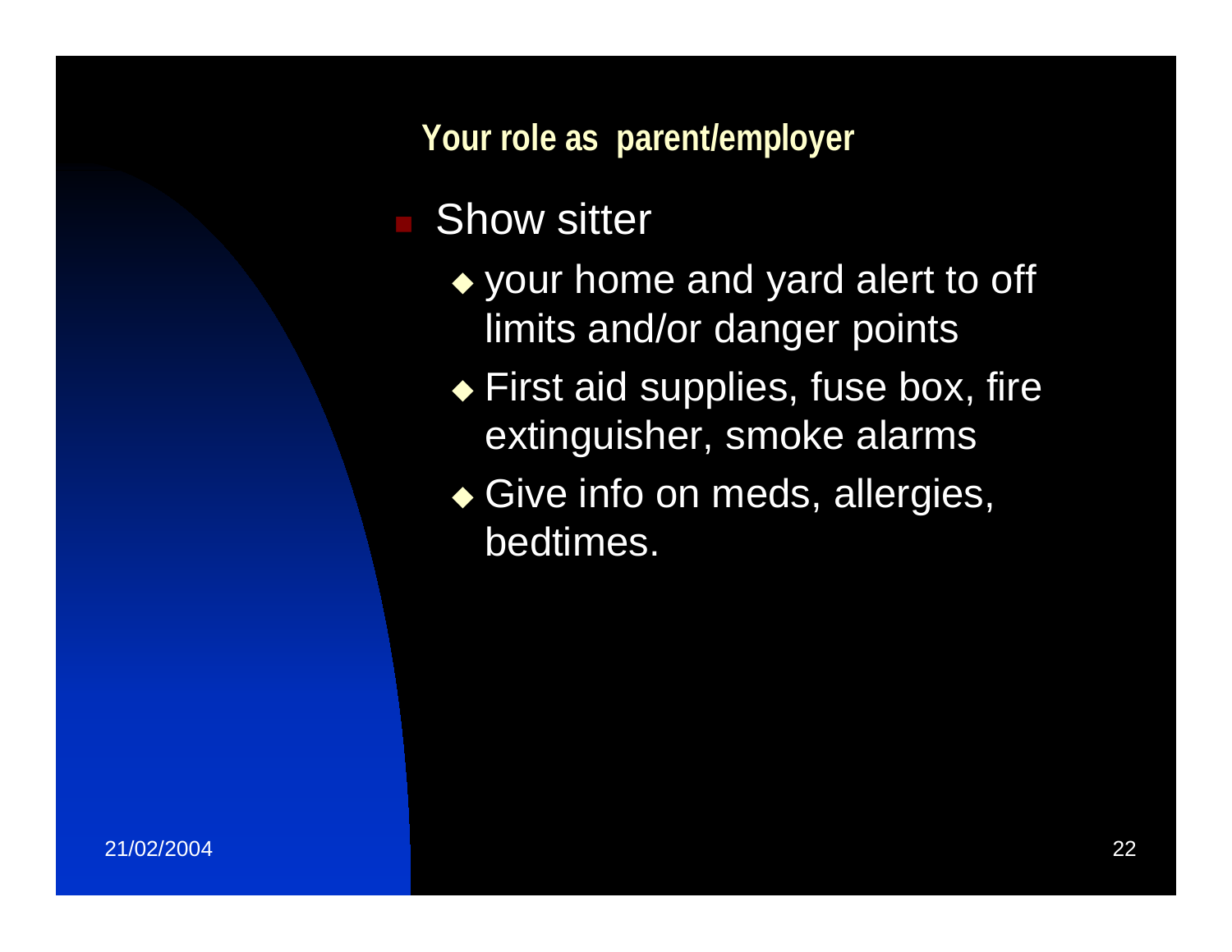## Your role as parent/employer

- Show sitter
  - your home and yard alert to off limits and/or danger points
  - First aid supplies, fuse box, fire extinguisher, smoke alarms
  - Give info on meds, allergies, bedtimes.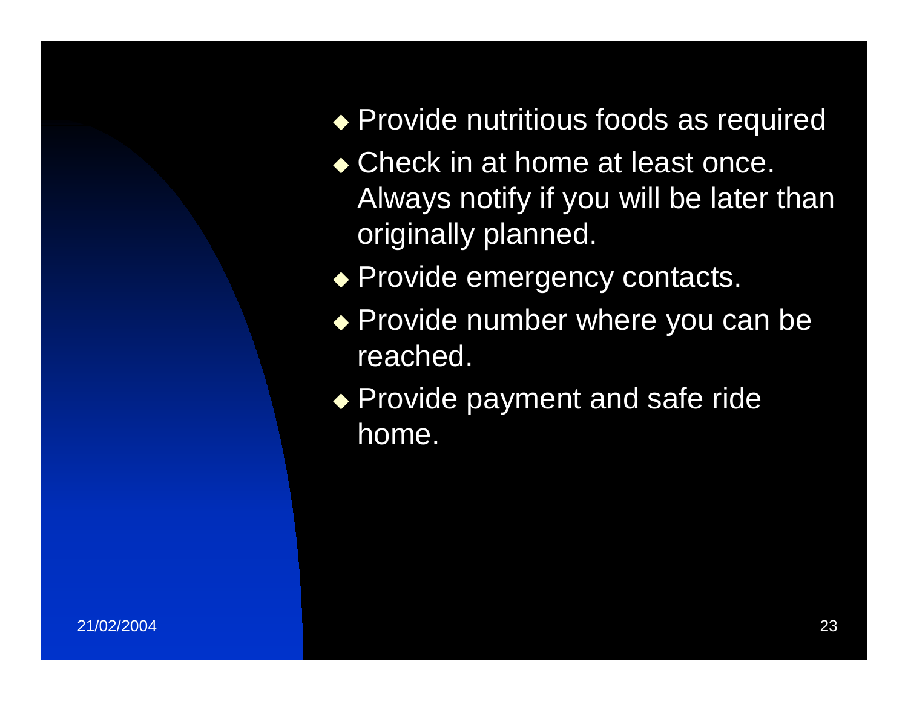- Provide nutritious foods as required
- Check in at home at least once. Always notify if you will be later than originally planned.
- Provide emergency contacts.
- Provide number where you can be reached.
- Provide payment and safe ride home.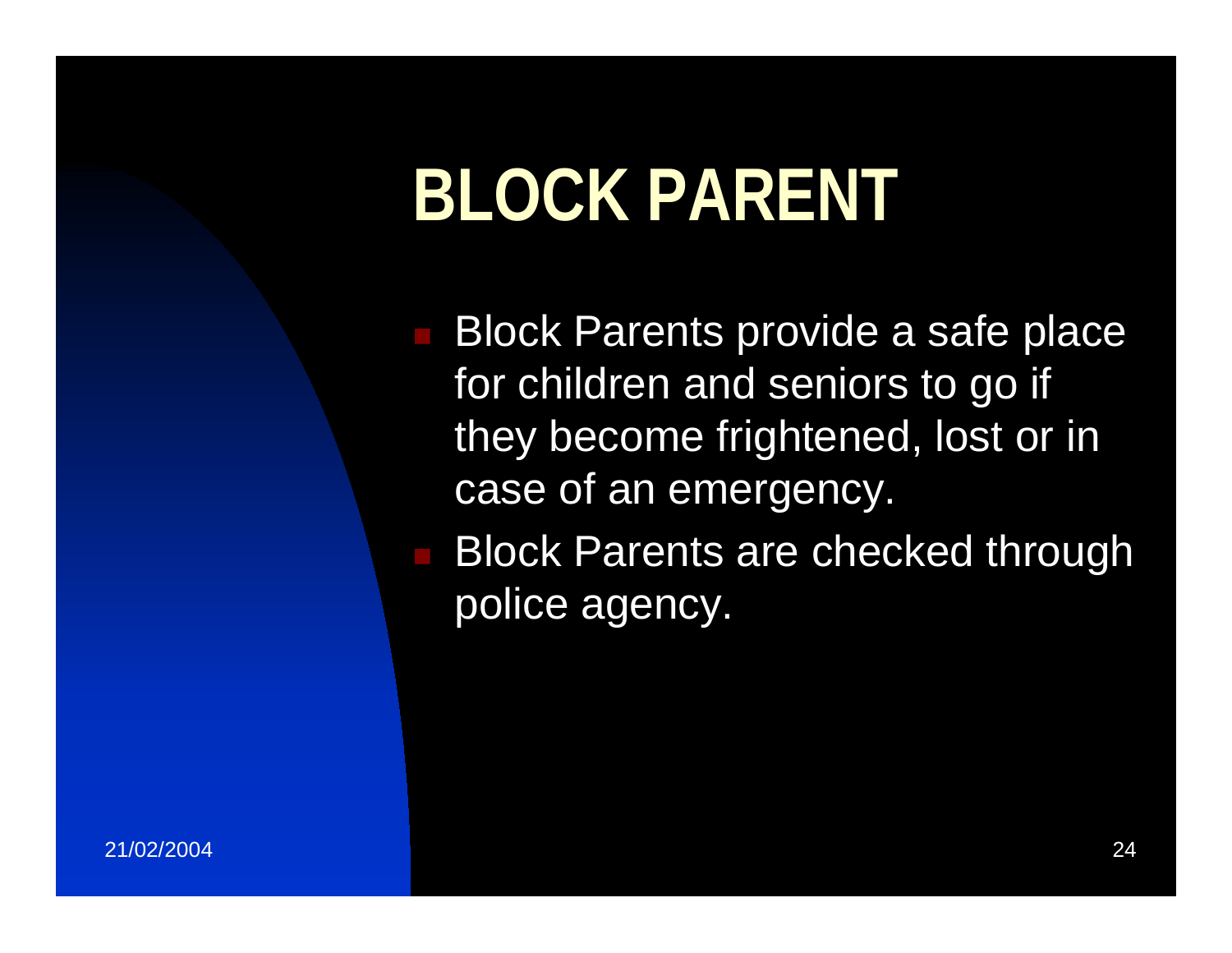# BLOCK PARENT

- Block Parents provide a safe place for children and seniors to go if they become frightened, lost or in case of an emergency.
- Block Parents are checked through police agency.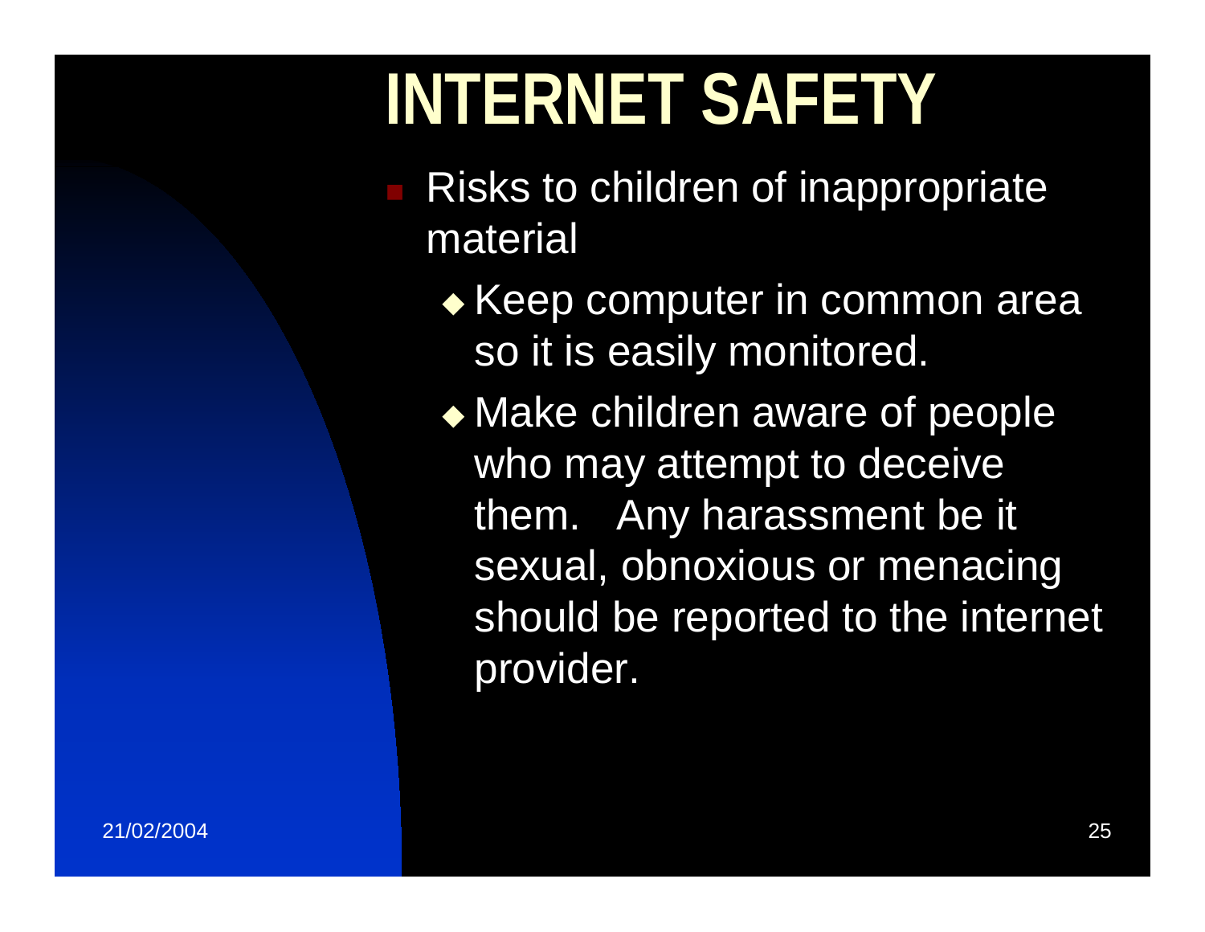# INTERNET SAFETY

- Risks to children of inappropriate material
  - Keep computer in common area so it is easily monitored.
  - Make children aware of people who may attempt to deceive them. Any harassment be it sexual, obnoxious or menacing should be reported to the internet provider.

21/02/2004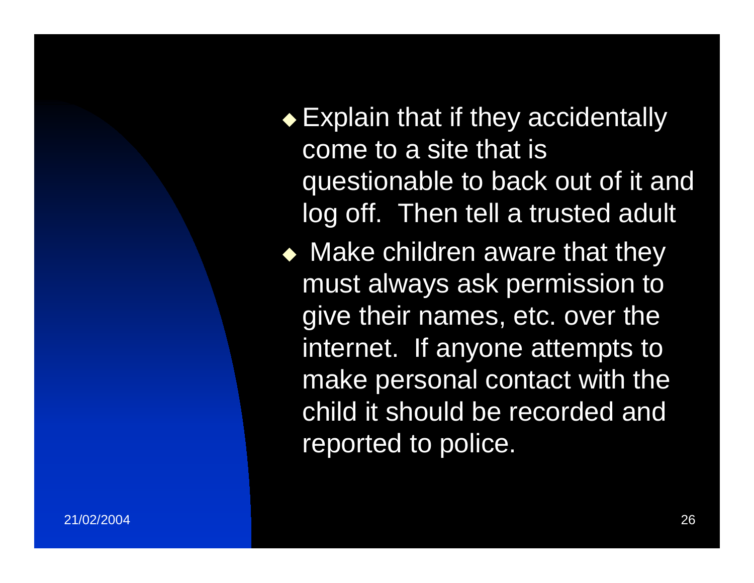- Explain that if they accidentally come to a site that is questionable to back out of it and log off.  Then tell a trusted adult
- Make children aware that they must always ask permission to give their names, etc. over the internet.  If anyone attempts to make personal contact with the child it should be recorded and reported to police.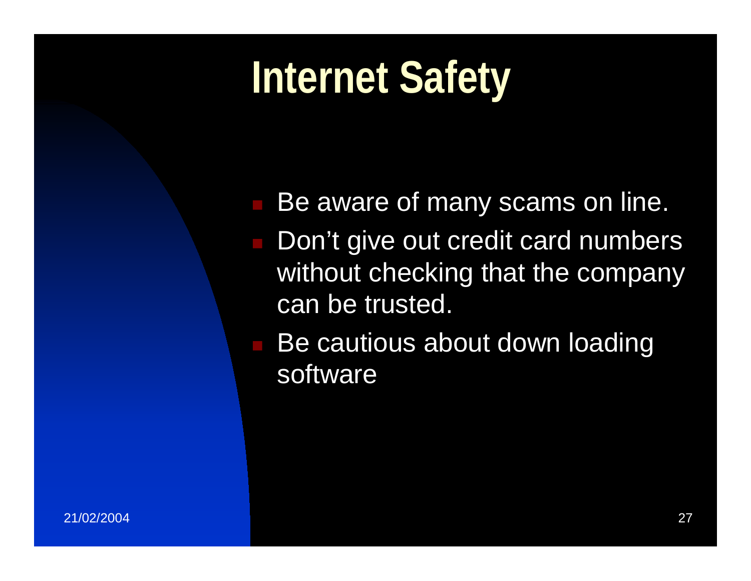# Internet Safety

- Be aware of many scams on line.
- Don't give out credit card numbers without checking that the company can be trusted.
- Be cautious about down loading software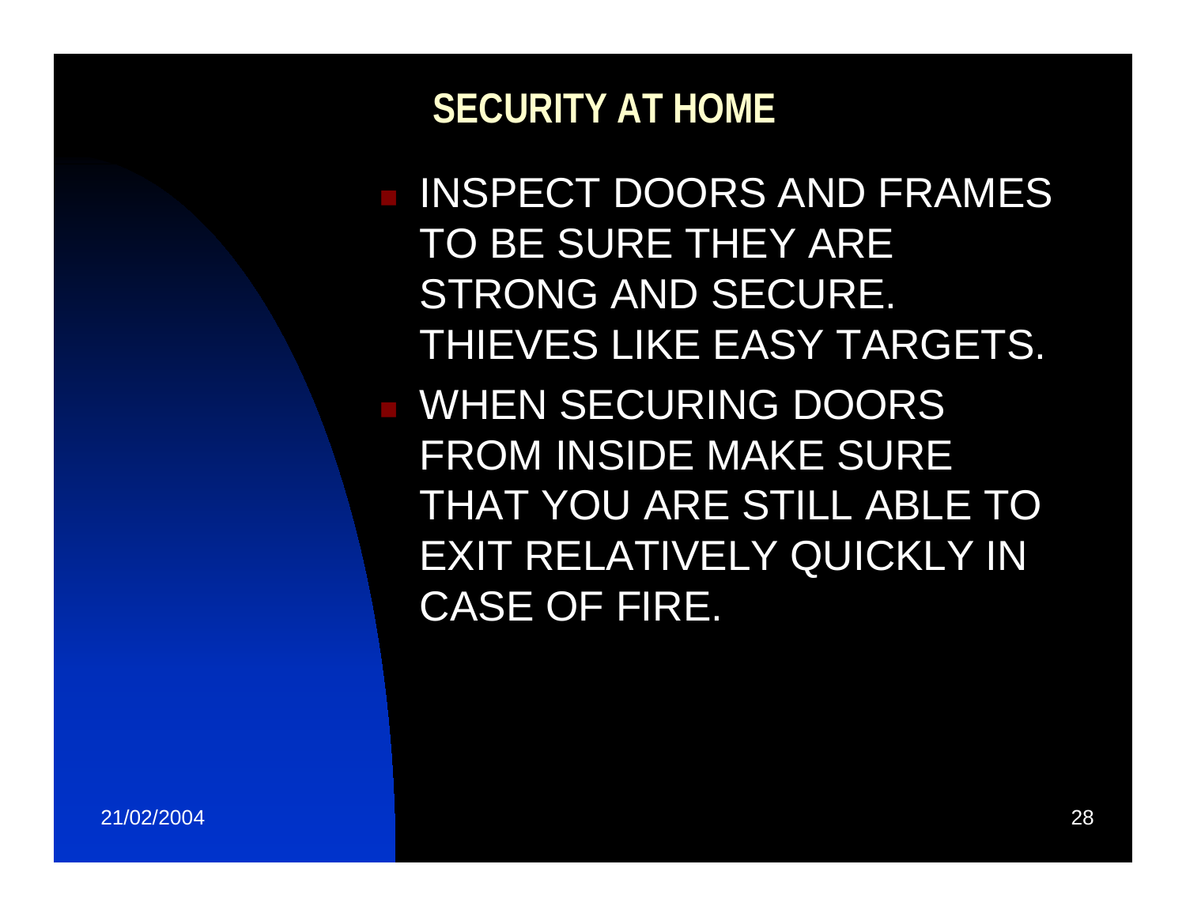## SECURITY AT HOME

- INSPECT DOORS AND FRAMES TO BE SURE THEY ARE STRONG AND SECURE. THIEVES LIKE EASY TARGETS.
- WHEN SECURING DOORS FROM INSIDE MAKE SURE THAT YOU ARE STILL ABLE TO EXIT RELATIVELY QUICKLY IN CASE OF FIRE.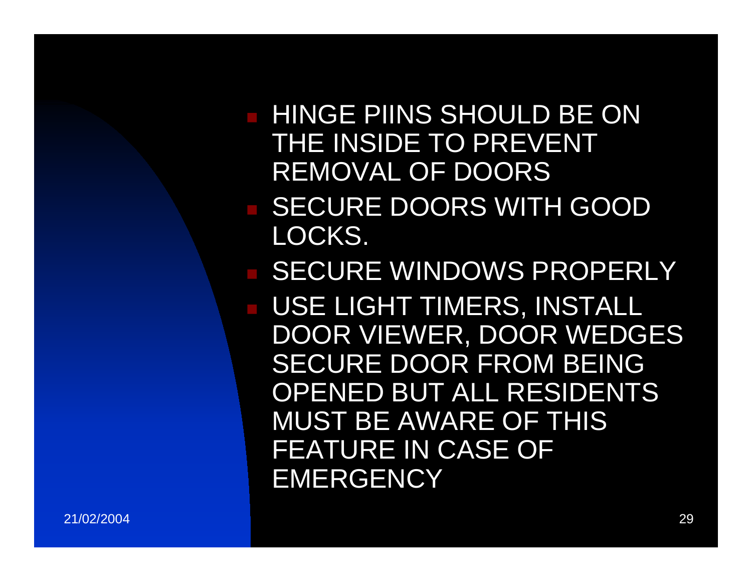- HINGE PIINS SHOULD BE ON THE INSIDE TO PREVENT REMOVAL OF DOORS
- SECURE DOORS WITH GOOD LOCKS.
- SECURE WINDOWS PROPERLY
- USE LIGHT TIMERS, INSTALL DOOR VIEWER, DOOR WEDGES SECURE DOOR FROM BEING OPENED BUT ALL RESIDENTS MUST BE AWARE OF THIS FEATURE IN CASE OF EMERGENCY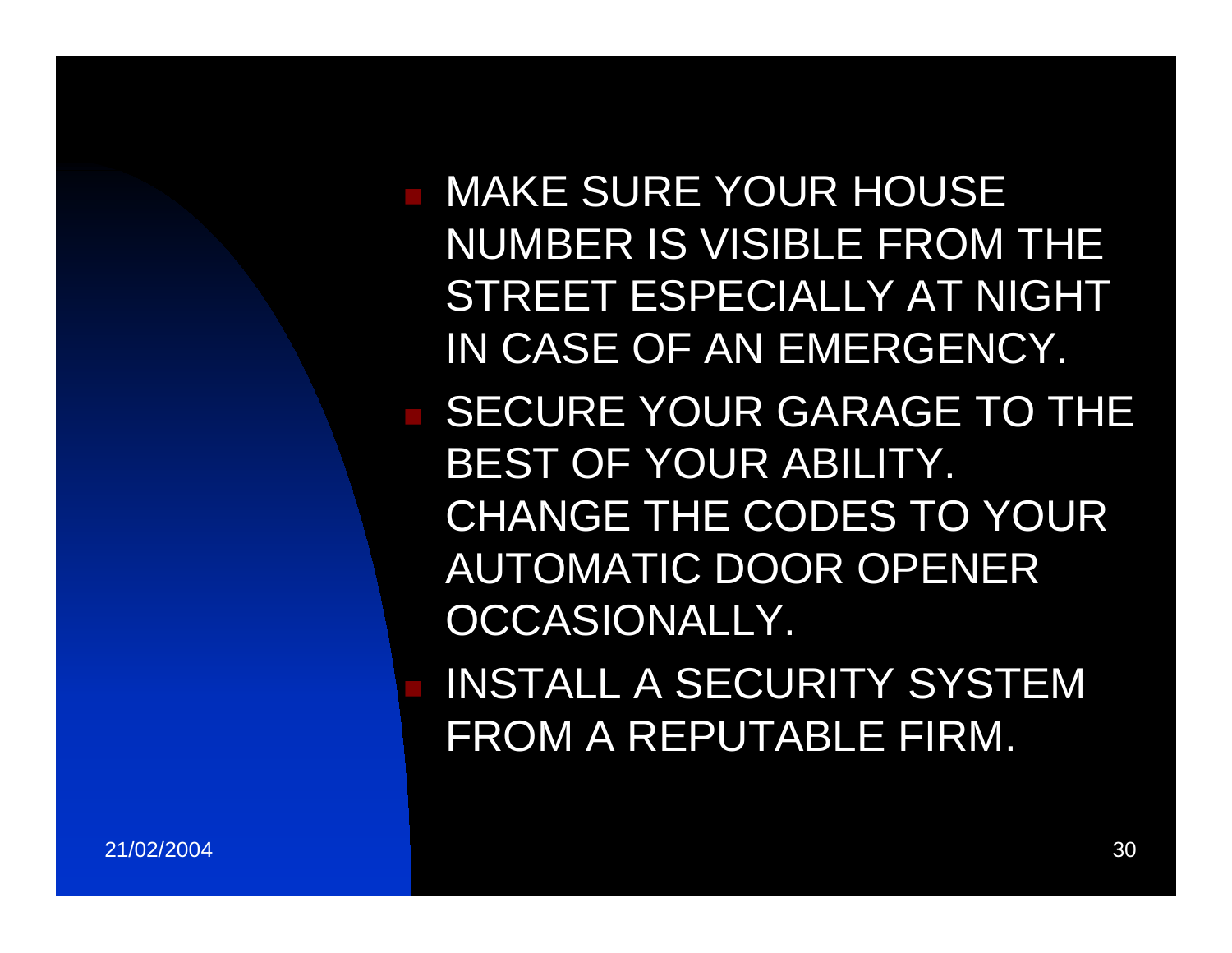- MAKE SURE YOUR HOUSE NUMBER IS VISIBLE FROM THE STREET ESPECIALLY AT NIGHT IN CASE OF AN EMERGENCY.
- SECURE YOUR GARAGE TO THE BEST OF YOUR ABILITY. CHANGE THE CODES TO YOUR AUTOMATIC DOOR OPENER OCCASIONALLY.
- INSTALL A SECURITY SYSTEM FROM A REPUTABLE FIRM.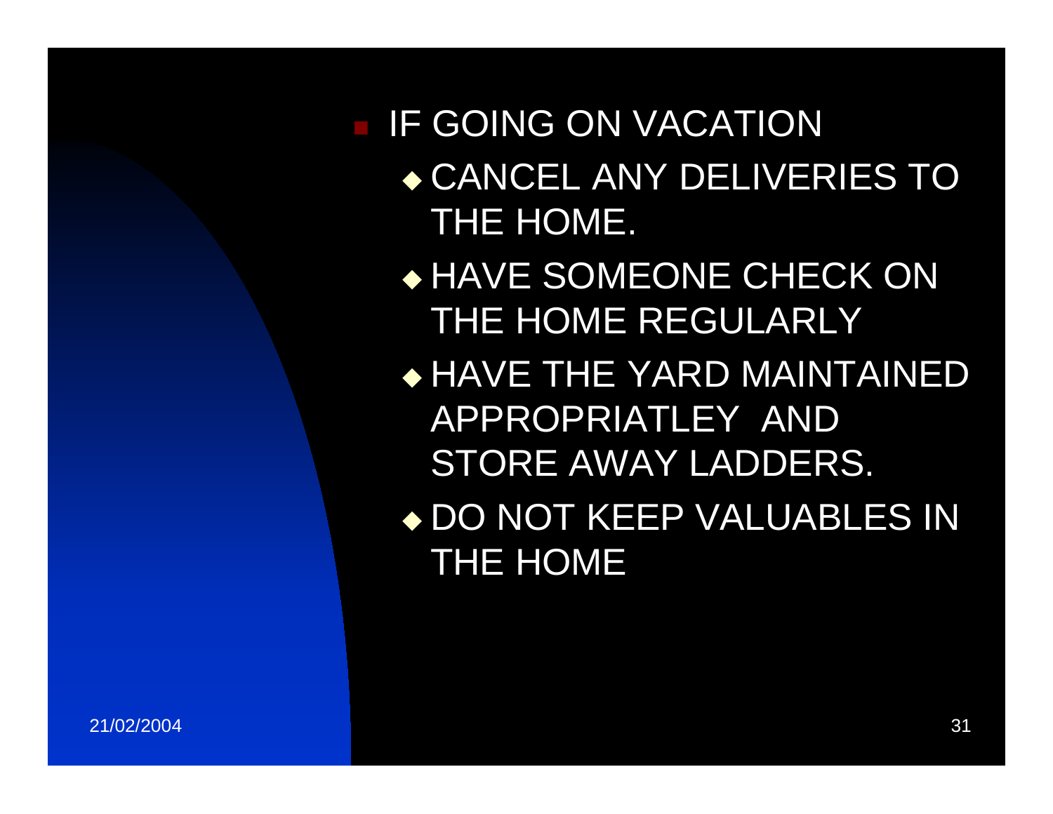- IF GOING ON VACATION
  - CANCEL ANY DELIVERIES TO THE HOME.
  - HAVE SOMEONE CHECK ON THE HOME REGULARLY
  - HAVE THE YARD MAINTAINED APPROPRIATLEY AND STORE AWAY LADDERS.
  - DO NOT KEEP VALUABLES IN THE HOME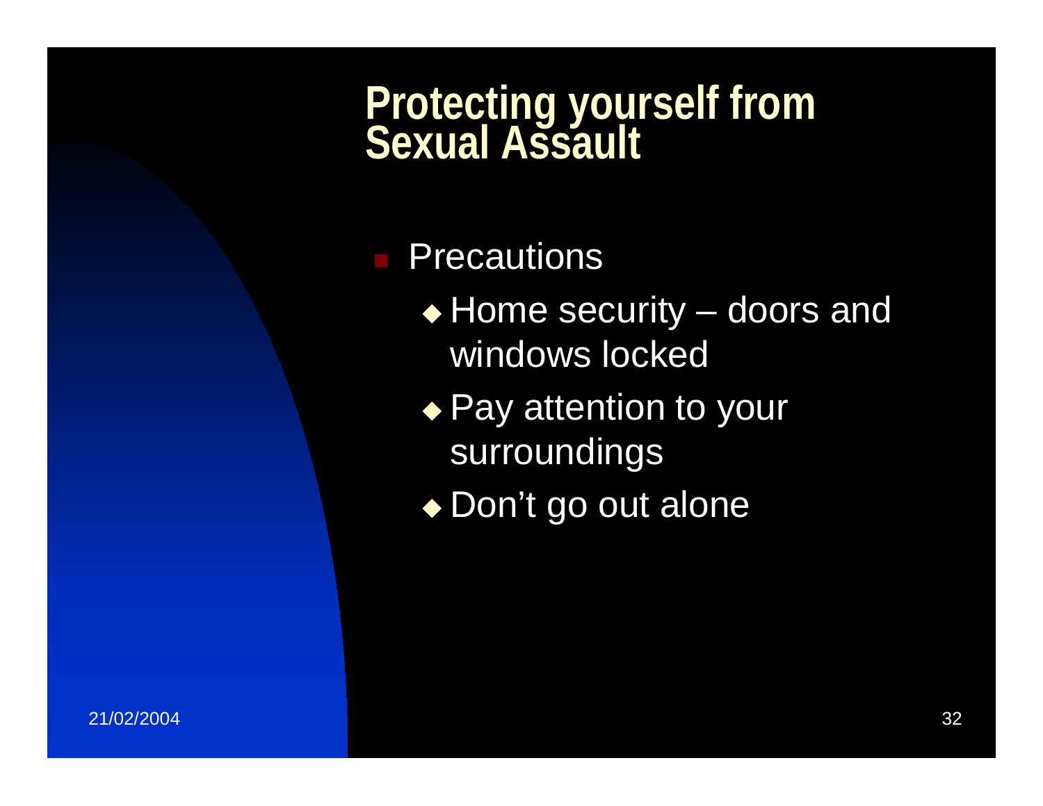# Protecting yourself from Sexual Assault

- Precautions
  - Home security – doors and windows locked
  - Pay attention to your surroundings
  - Don't go out alone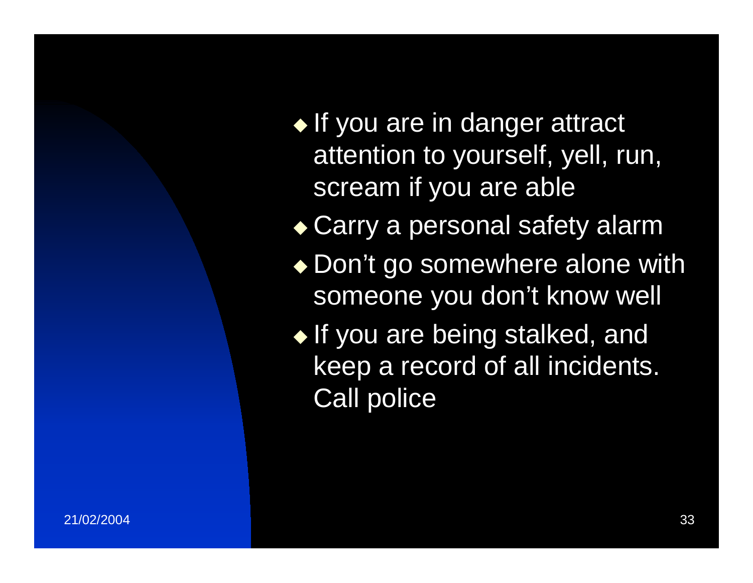- If you are in danger attract attention to yourself, yell, run, scream if you are able
- Carry a personal safety alarm
- Don’t go somewhere alone with someone you don’t know well
- If you are being stalked, and keep a record of all incidents. Call police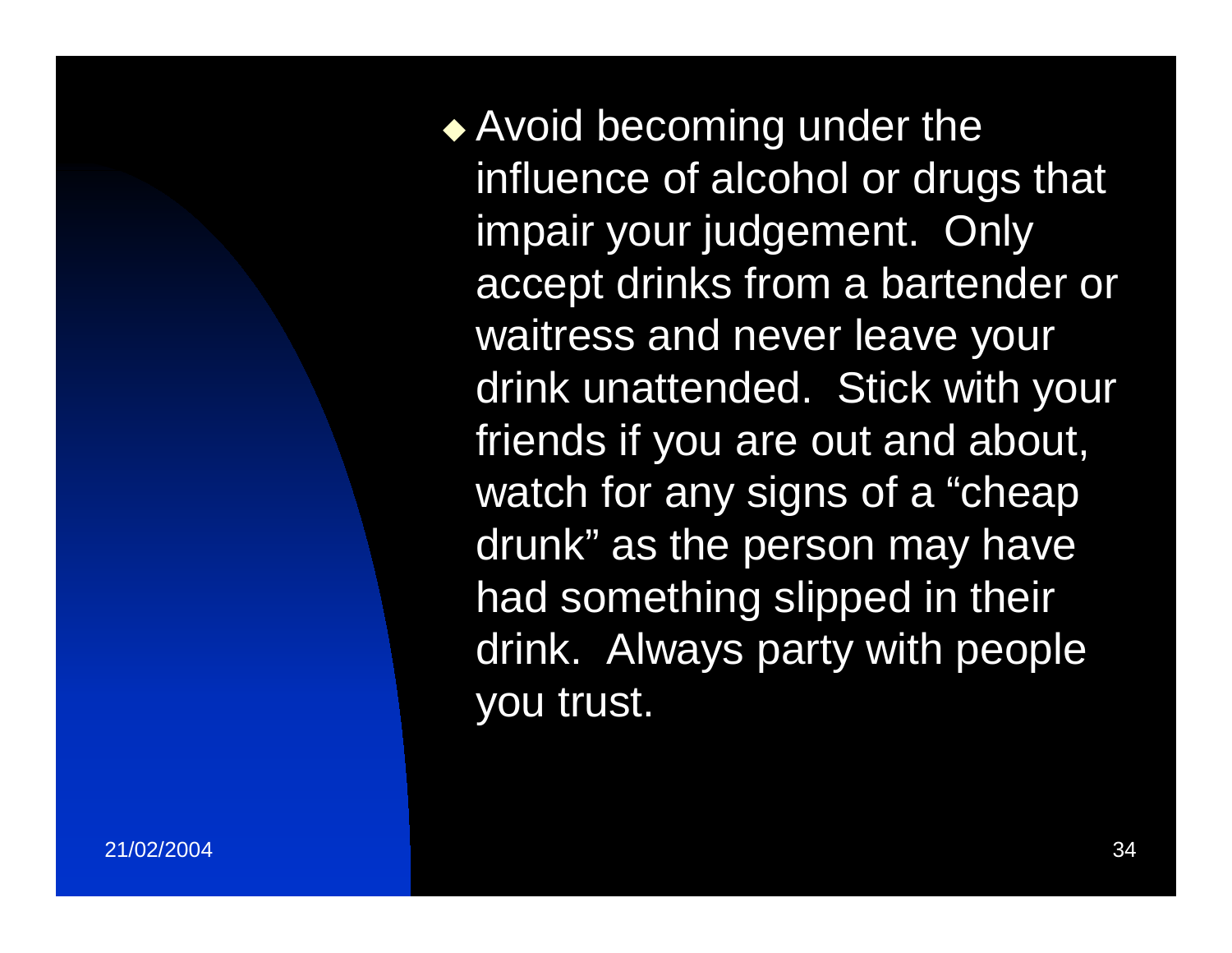- Avoid becoming under the influence of alcohol or drugs that impair your judgement. Only accept drinks from a bartender or waitress and never leave your drink unattended. Stick with your friends if you are out and about, watch for any signs of a "cheap drunk" as the person may have had something slipped in their drink. Always party with people you trust.

21/02/2004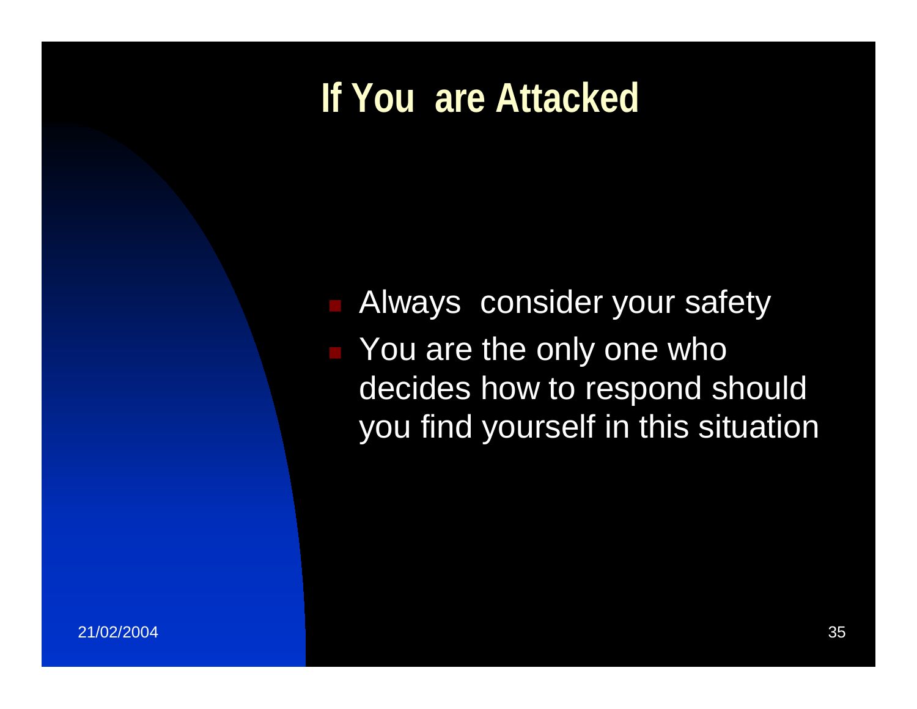# If You are Attacked

- Always consider your safety
- You are the only one who decides how to respond should you find yourself in this situation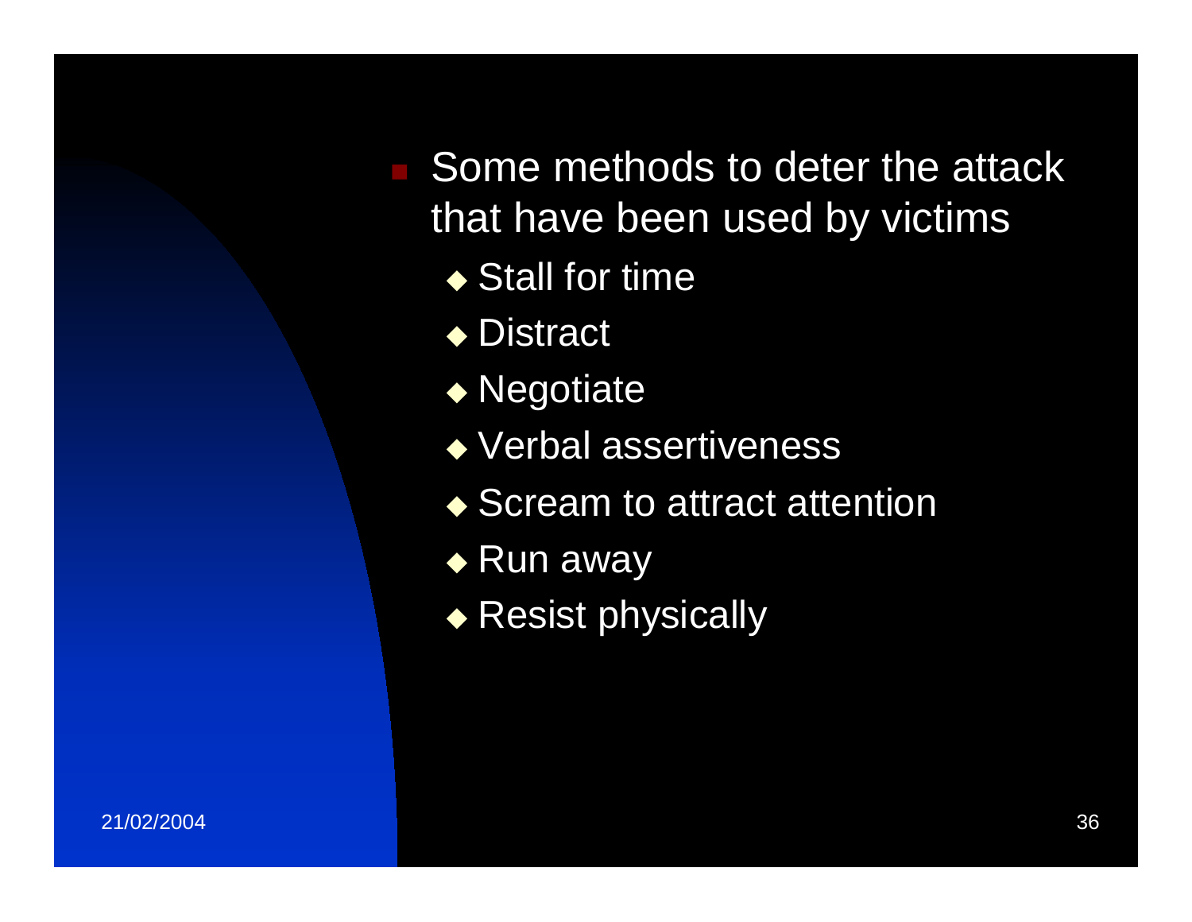- Some methods to deter the attack that have been used by victims
  - Stall for time
  - Distract
  - Negotiate
  - Verbal assertiveness
  - Scream to attract attention
  - Run away
  - Resist physically

21/02/2004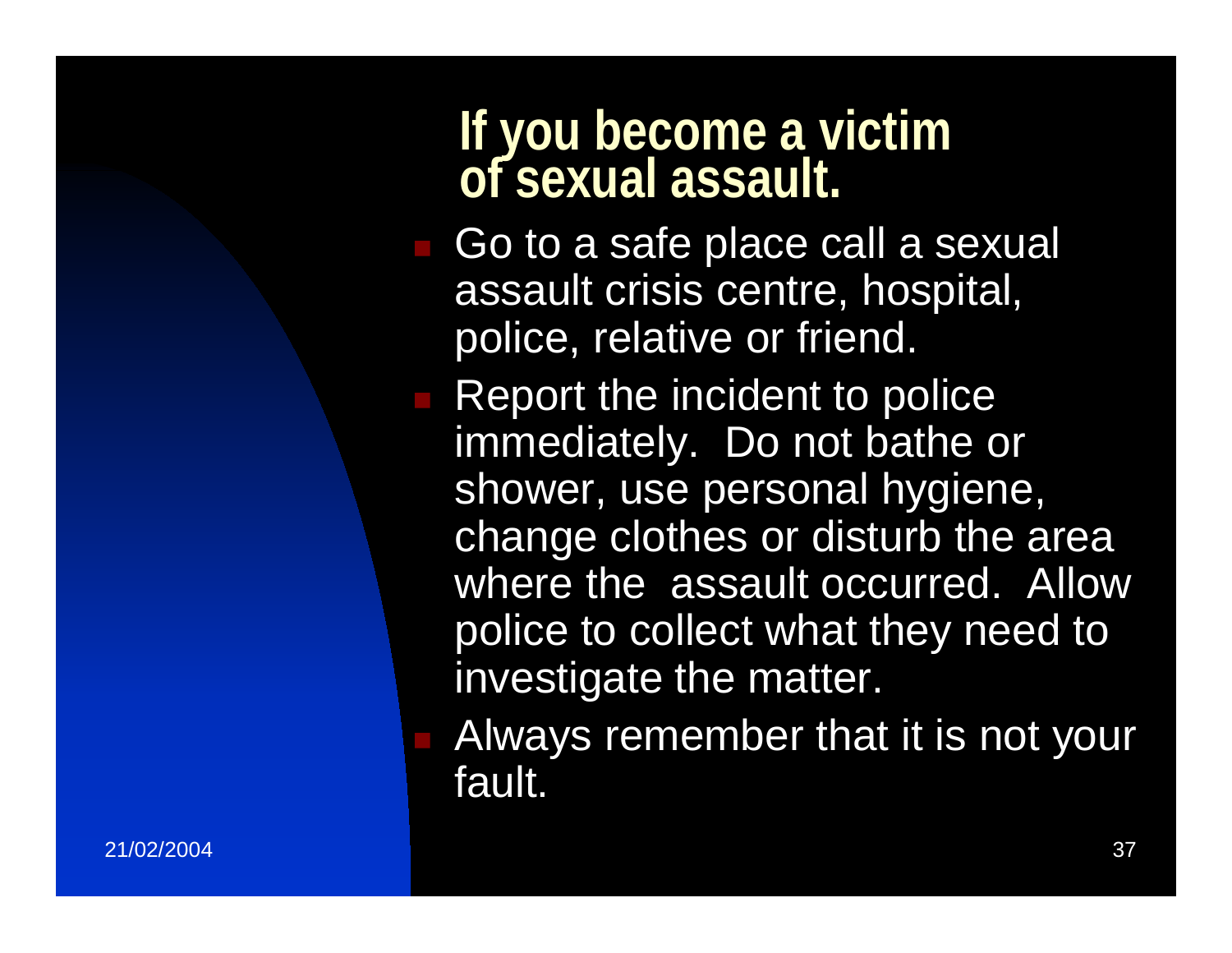# If you become a victim of sexual assault.

- Go to a safe place call a sexual assault crisis centre, hospital, police, relative or friend.
- Report the incident to police immediately. Do not bathe or shower, use personal hygiene, change clothes or disturb the area where the assault occurred. Allow police to collect what they need to investigate the matter.
- Always remember that it is not your fault.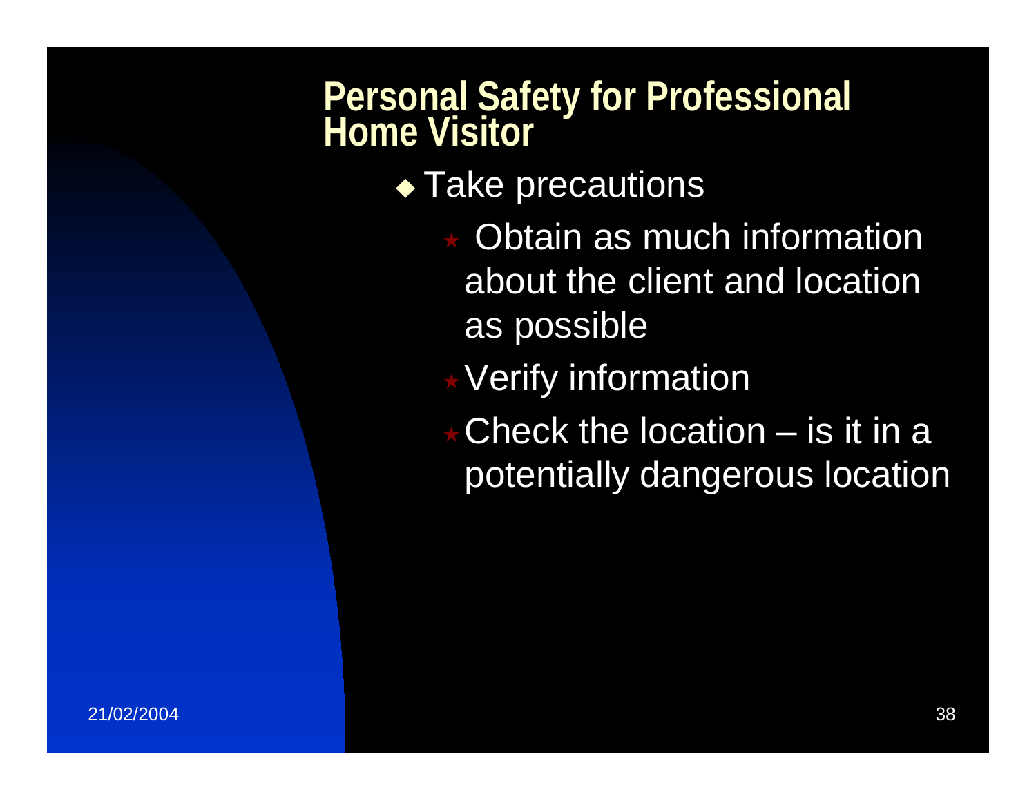## Personal Safety for Professional Home Visitor

- Take precautions
  - Obtain as much information about the client and location as possible
  - Verify information
  - Check the location – is it in a potentially dangerous location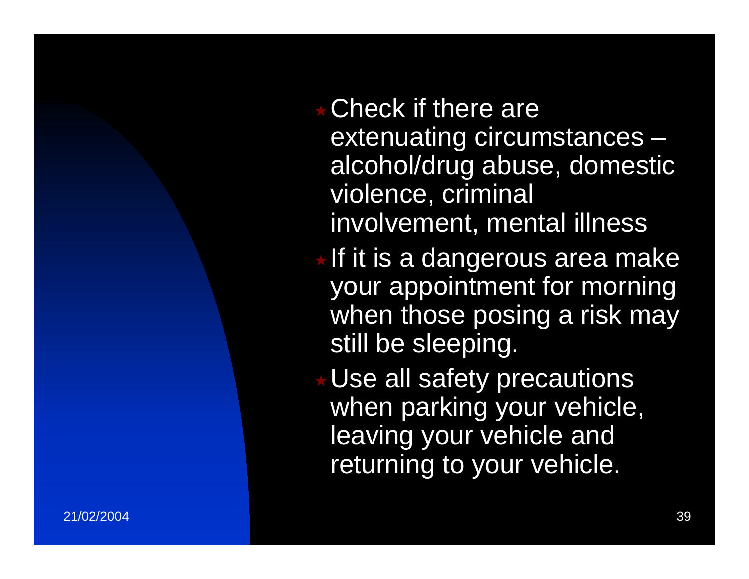- Check if there are extenuating circumstances – alcohol/drug abuse, domestic violence, criminal involvement, mental illness
- If it is a dangerous area make your appointment for morning when those posing a risk may still be sleeping.
- Use all safety precautions when parking your vehicle, leaving your vehicle and returning to your vehicle.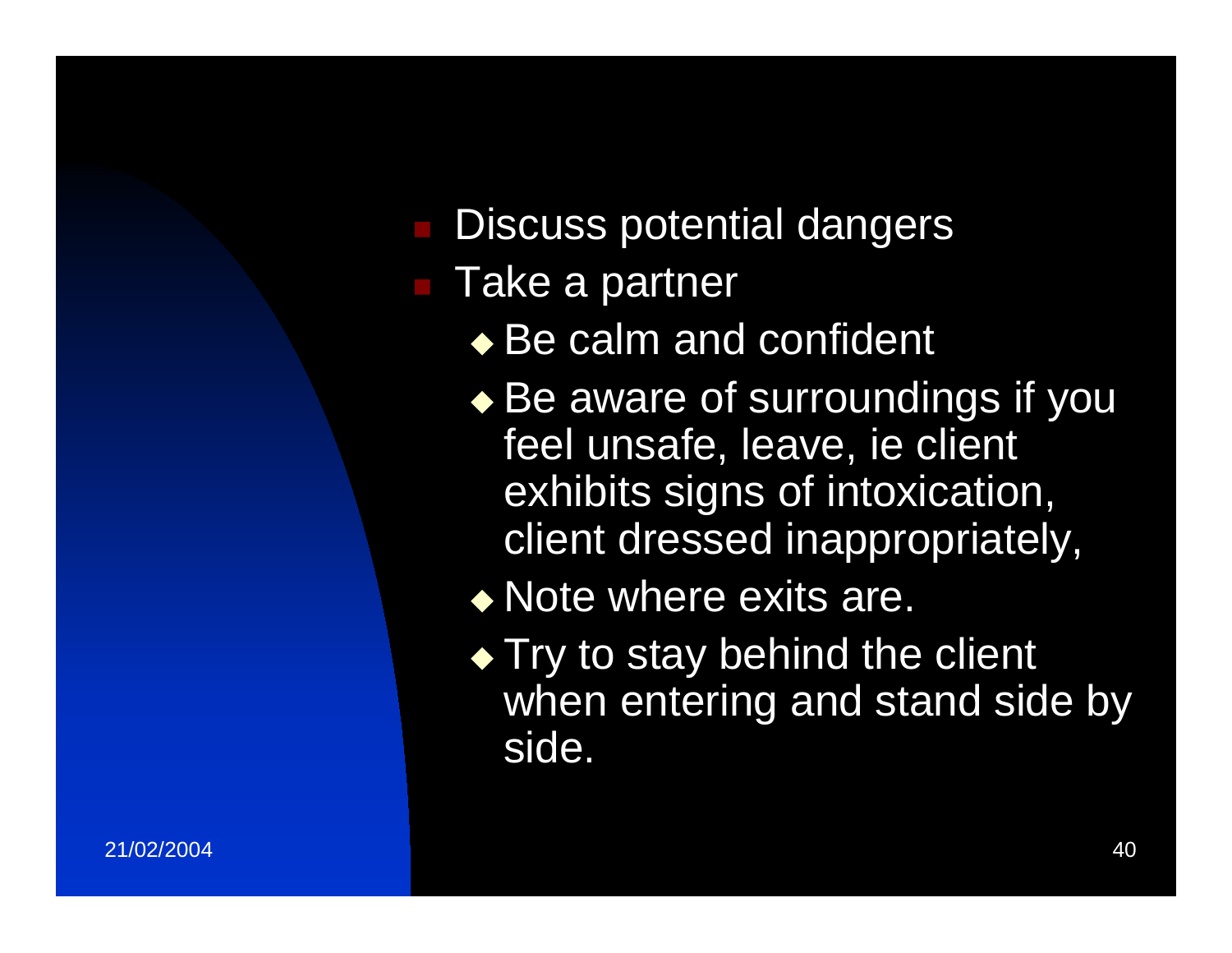- Discuss potential dangers
- Take a partner
  - Be calm and confident
  - Be aware of surroundings if you feel unsafe, leave, ie client exhibits signs of intoxication, client dressed inappropriately,
  - Note where exits are.
  - Try to stay behind the client when entering and stand side by side.

21/02/2004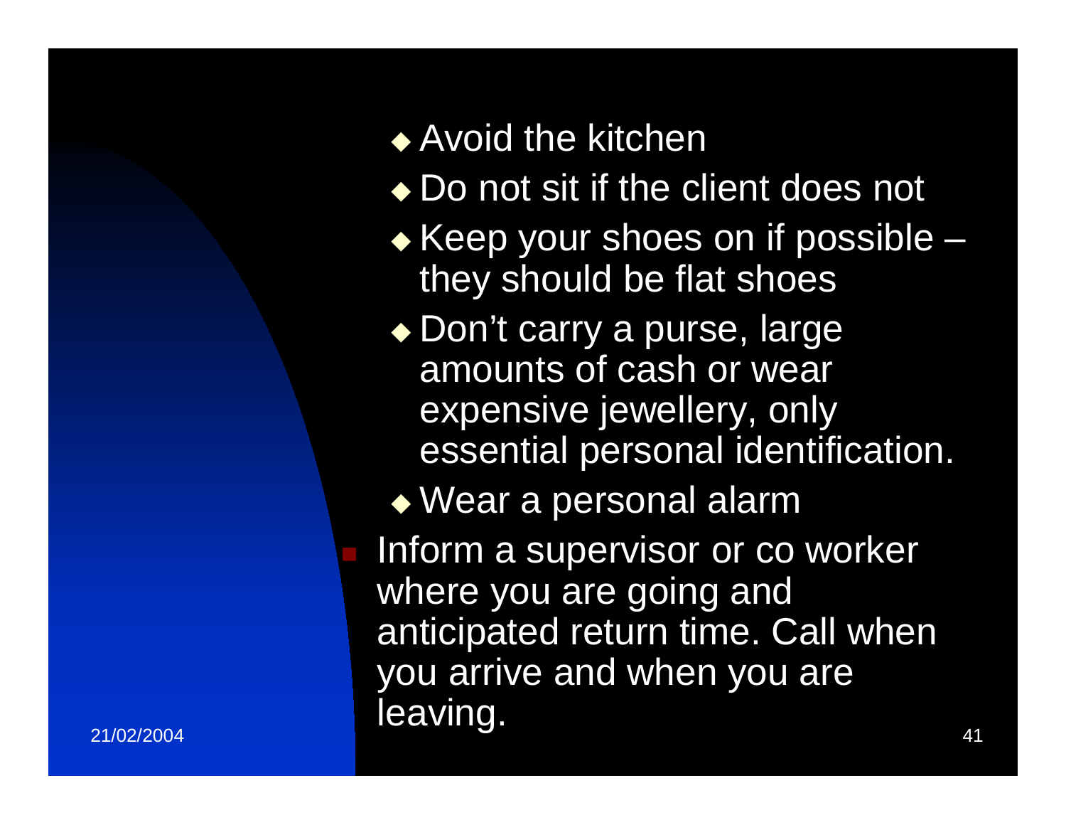- Avoid the kitchen
- Do not sit if the client does not
- Keep your shoes on if possible – they should be flat shoes
- Don’t carry a purse, large amounts of cash or wear expensive jewellery, only essential personal identification.
- Wear a personal alarm

Inform a supervisor or co worker where you are going and anticipated return time. Call when you arrive and when you are leaving.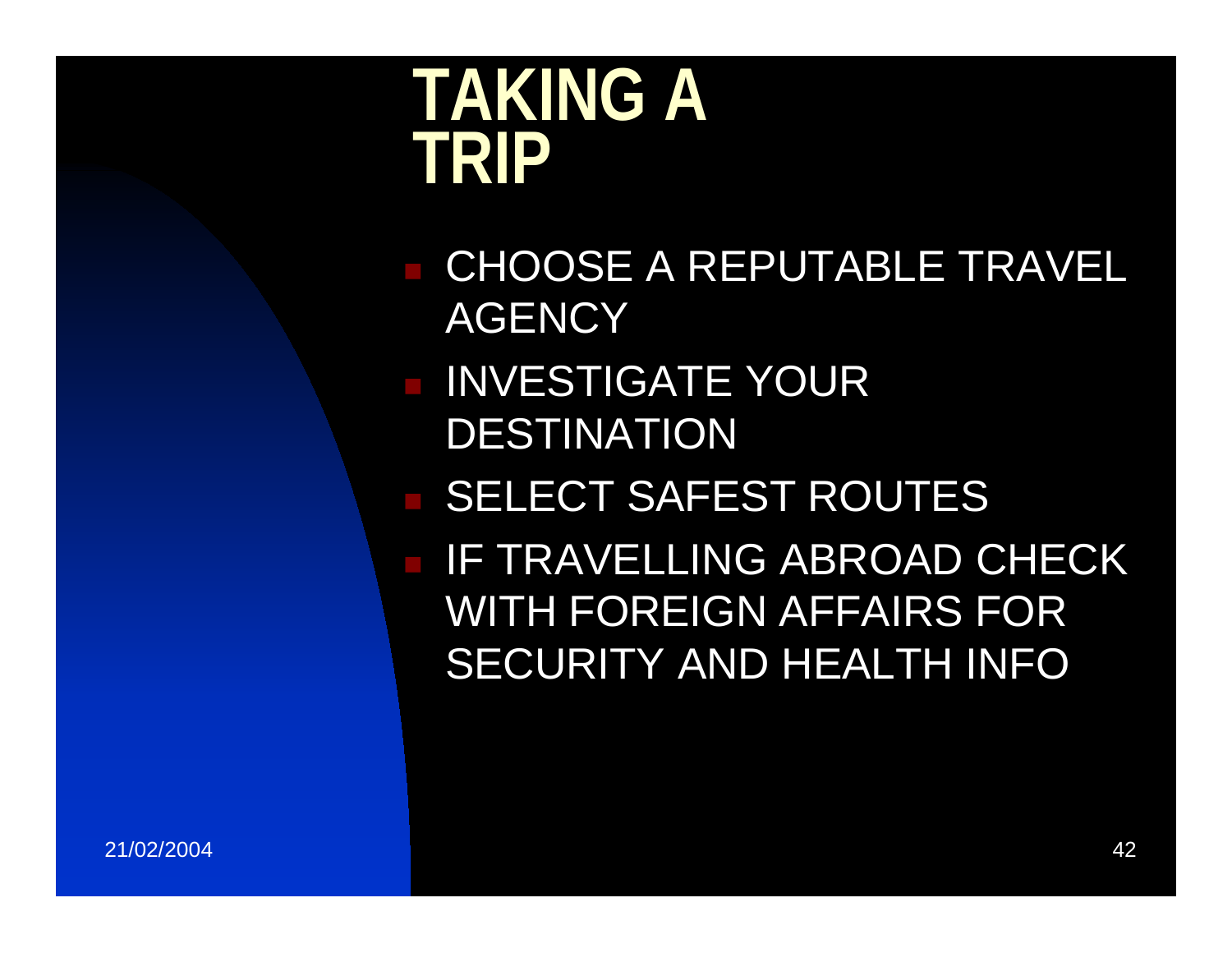# TAKING A TRIP

- CHOOSE A REPUTABLE TRAVEL AGENCY
- INVESTIGATE YOUR DESTINATION
- SELECT SAFEST ROUTES
- IF TRAVELLING ABROAD CHECK WITH FOREIGN AFFAIRS FOR SECURITY AND HEALTH INFO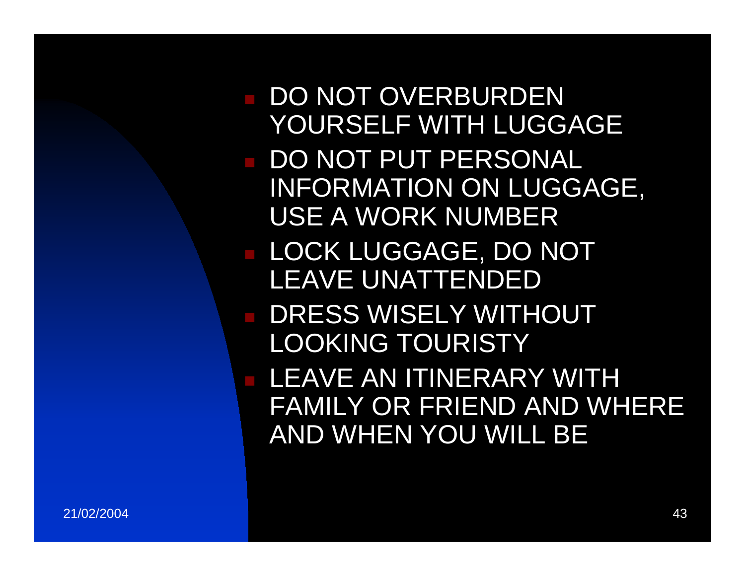- DO NOT OVERBURDEN YOURSELF WITH LUGGAGE
- DO NOT PUT PERSONAL INFORMATION ON LUGGAGE, USE A WORK NUMBER
- LOCK LUGGAGE, DO NOT LEAVE UNATTENDED
- DRESS WISELY WITHOUT LOOKING TOURISTY
- LEAVE AN ITINERARY WITH FAMILY OR FRIEND AND WHERE AND WHEN YOU WILL BE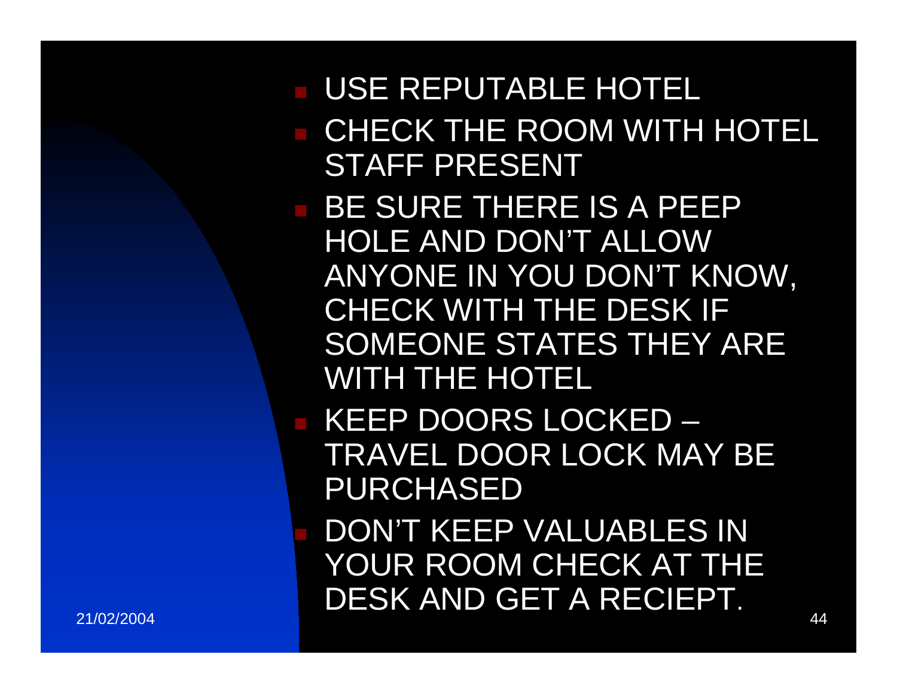- USE REPUTABLE HOTEL
- CHECK THE ROOM WITH HOTEL STAFF PRESENT
- BE SURE THERE IS A PEEP HOLE AND DON'T ALLOW ANYONE IN YOU DON'T KNOW, CHECK WITH THE DESK IF SOMEONE STATES THEY ARE WITH THE HOTEL
- KEEP DOORS LOCKED – TRAVEL DOOR LOCK MAY BE PURCHASED
- DON'T KEEP VALUABLES IN YOUR ROOM CHECK AT THE DESK AND GET A RECIEPT.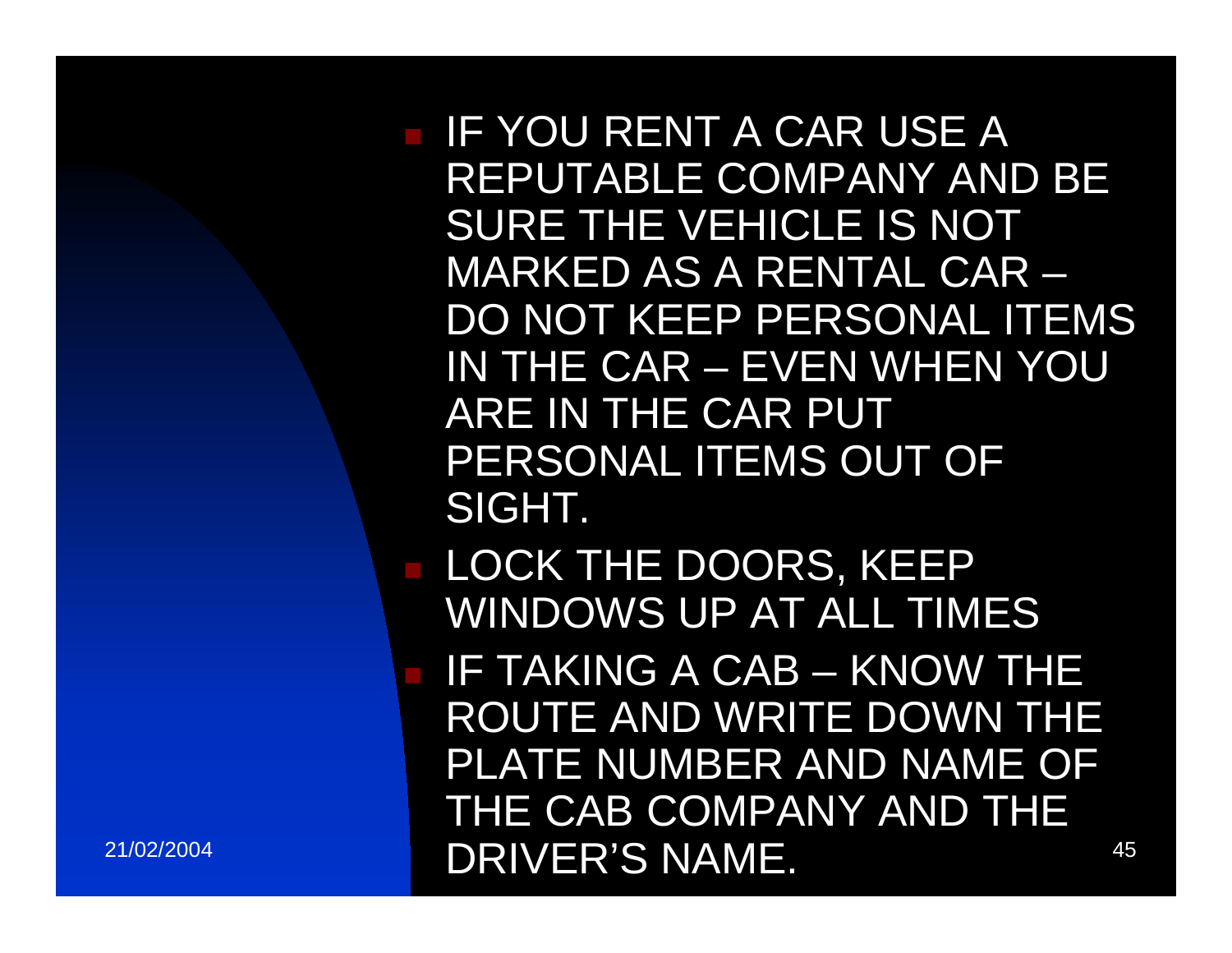- IF YOU RENT A CAR USE A REPUTABLE COMPANY AND BE SURE THE VEHICLE IS NOT MARKED AS A RENTAL CAR – DO NOT KEEP PERSONAL ITEMS IN THE CAR – EVEN WHEN YOU ARE IN THE CAR PUT PERSONAL ITEMS OUT OF SIGHT.
- LOCK THE DOORS, KEEP WINDOWS UP AT ALL TIMES
- IF TAKING A CAB – KNOW THE ROUTE AND WRITE DOWN THE PLATE NUMBER AND NAME OF THE CAB COMPANY AND THE DRIVER'S NAME.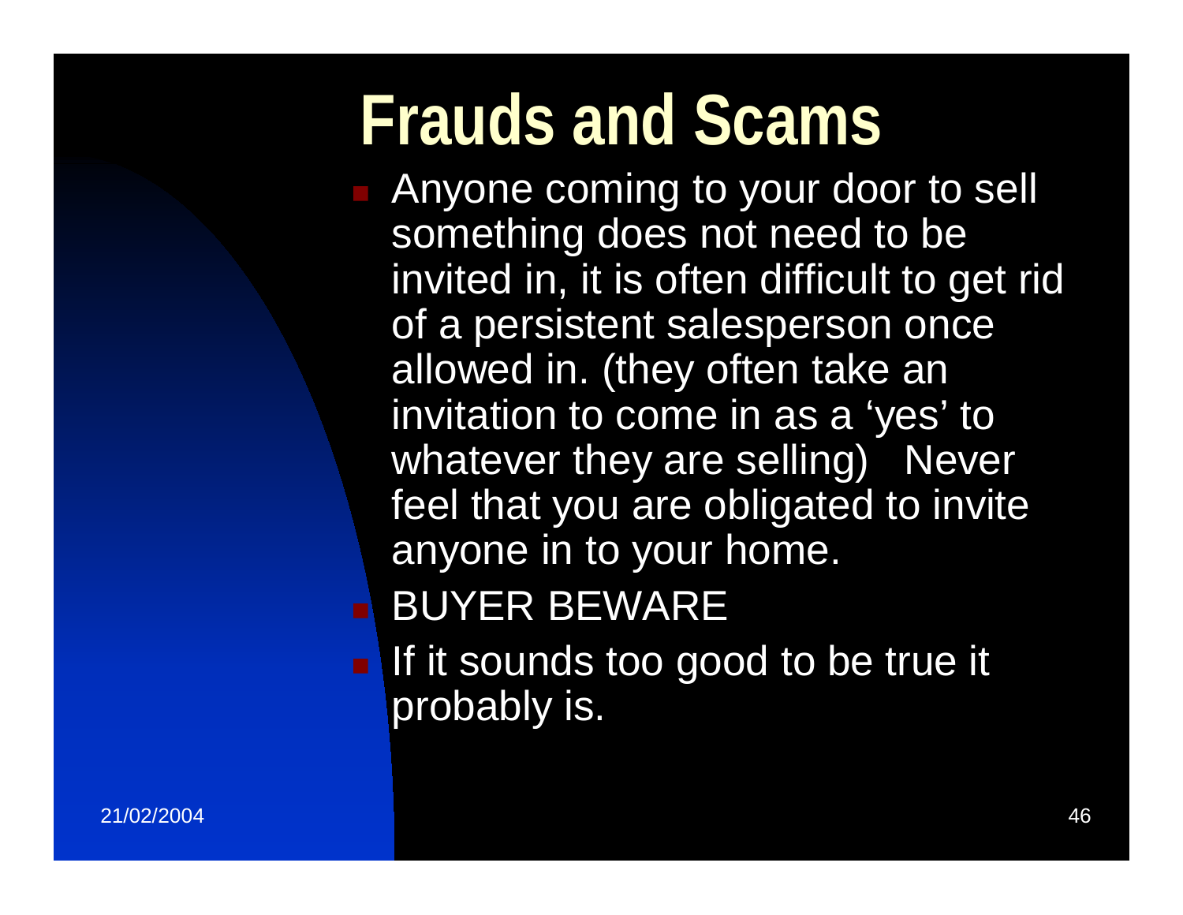# Frauds and Scams

- Anyone coming to your door to sell something does not need to be invited in, it is often difficult to get rid of a persistent salesperson once allowed in. (they often take an invitation to come in as a 'yes' to whatever they are selling) Never feel that you are obligated to invite anyone in to your home.
- BUYER BEWARE
- If it sounds too good to be true it probably is.

21/02/2004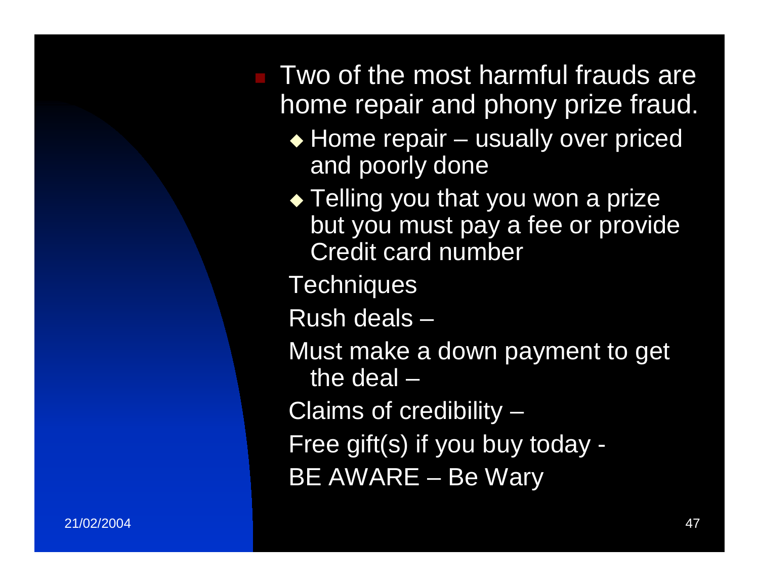- Two of the most harmful frauds are home repair and phony prize fraud.
  - Home repair – usually over priced and poorly done
  - Telling you that you won a prize but you must pay a fee or provide Credit card number

  Techniques

  Rush deals –

  Must make a down payment to get the deal –

  Claims of credibility –

  Free gift(s) if you buy today -

  BE AWARE – Be Wary

21/02/2004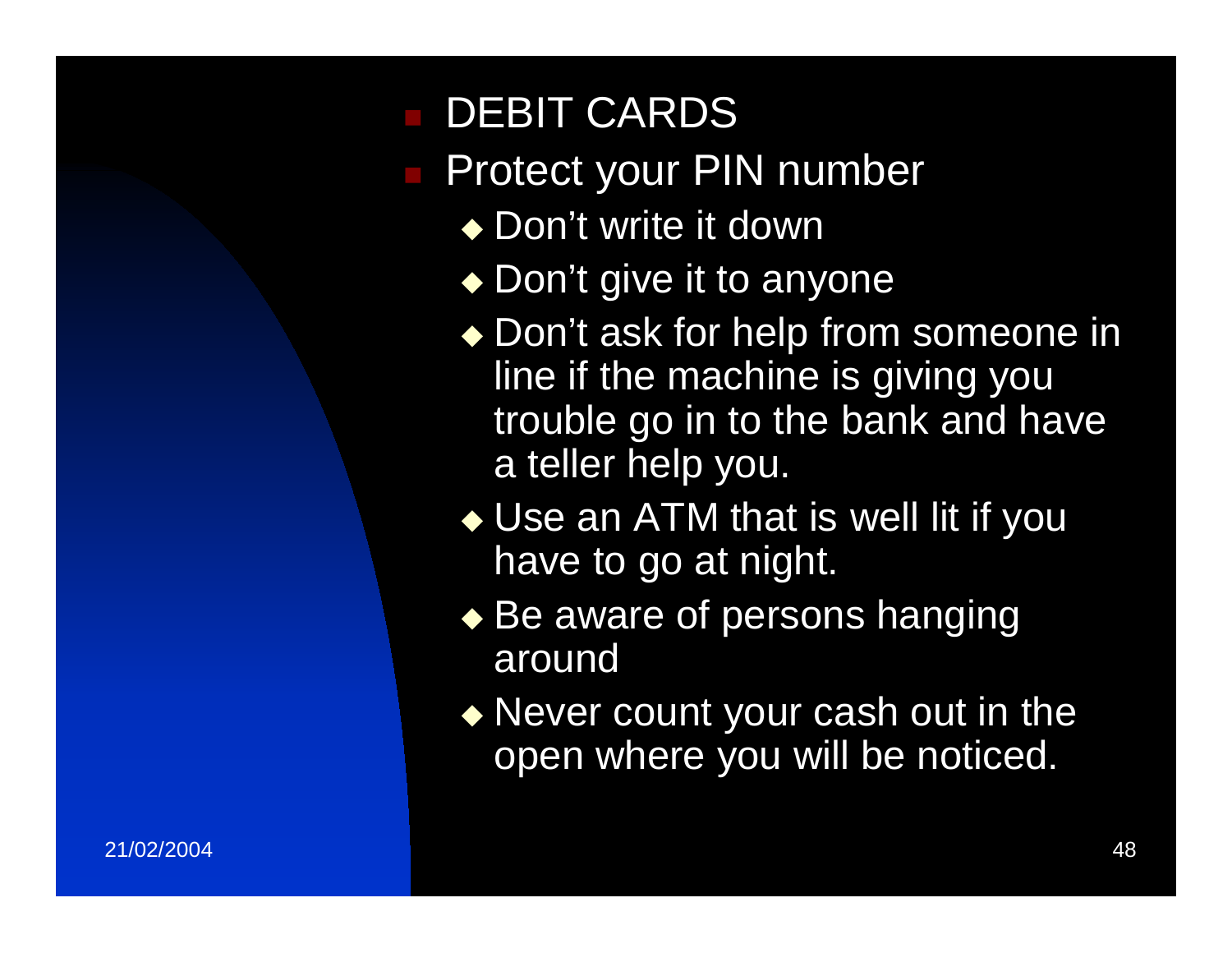- DEBIT CARDS
- Protect your PIN number
  - Don't write it down
  - Don't give it to anyone
  - Don't ask for help from someone in line if the machine is giving you trouble go in to the bank and have a teller help you.
  - Use an ATM that is well lit if you have to go at night.
  - Be aware of persons hanging around
  - Never count your cash out in the open where you will be noticed.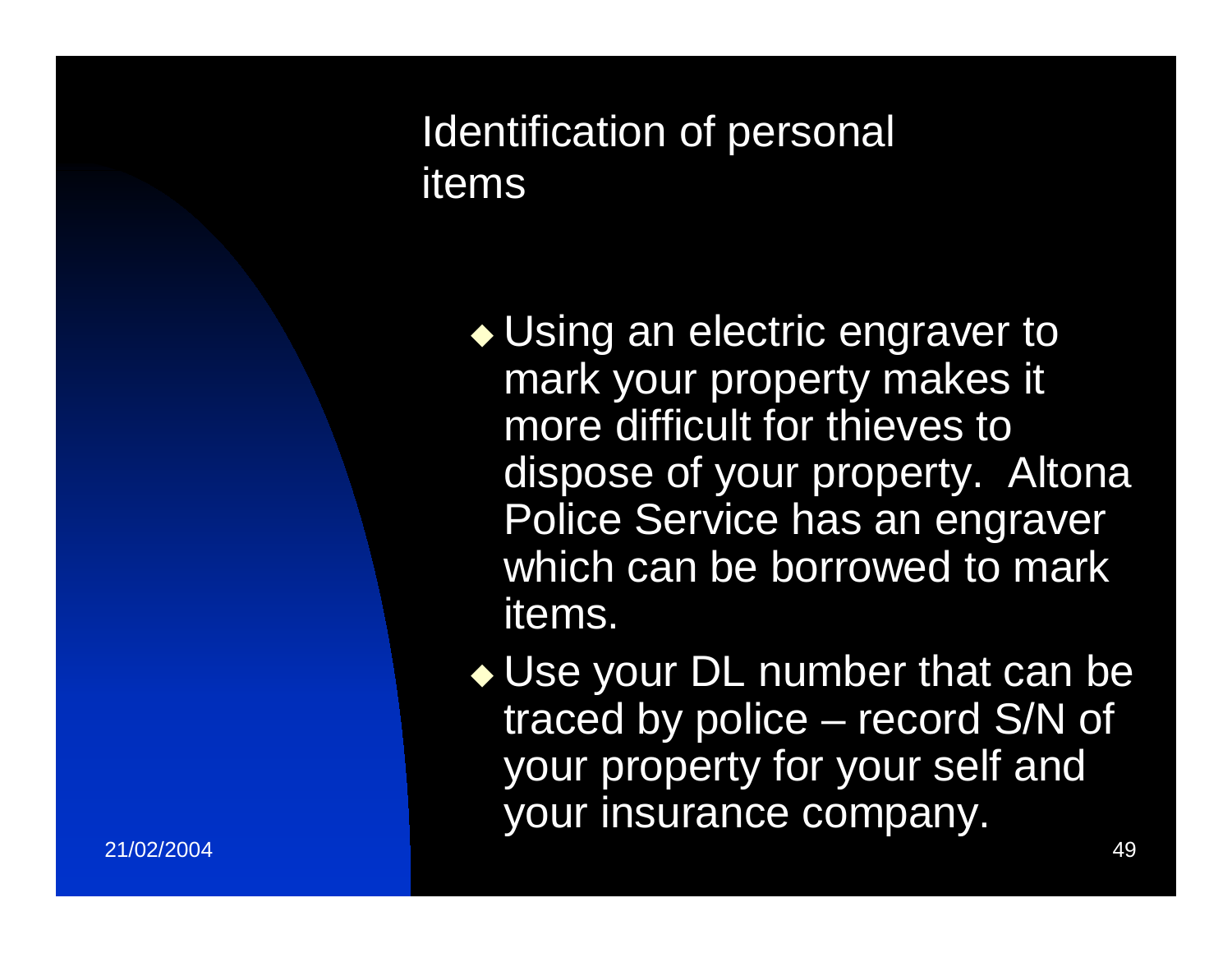# Identification of personal items

- Using an electric engraver to mark your property makes it more difficult for thieves to dispose of your property. Altona Police Service has an engraver which can be borrowed to mark items.
- Use your DL number that can be traced by police – record S/N of your property for your self and your insurance company.